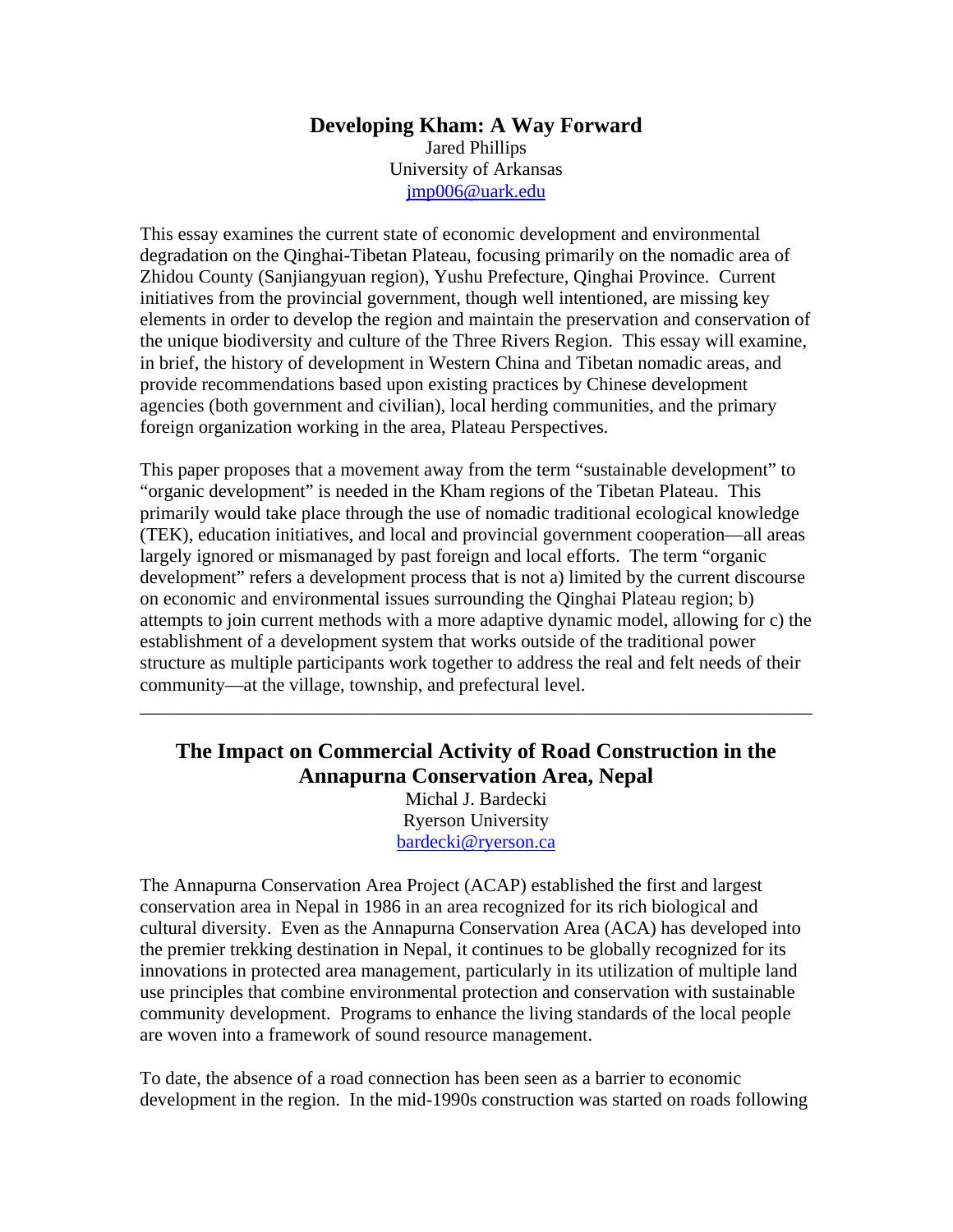## Developing Kham: A Way Forward

Jared Phillips
University of Arkansas
jmp006@uark.edu

This essay examines the current state of economic development and environmental degradation on the Qinghai-Tibetan Plateau, focusing primarily on the nomadic area of Zhidou County (Sanjiangyuan region), Yushu Prefecture, Qinghai Province. Current initiatives from the provincial government, though well intentioned, are missing key elements in order to develop the region and maintain the preservation and conservation of the unique biodiversity and culture of the Three Rivers Region. This essay will examine, in brief, the history of development in Western China and Tibetan nomadic areas, and provide recommendations based upon existing practices by Chinese development agencies (both government and civilian), local herding communities, and the primary foreign organization working in the area, Plateau Perspectives.

This paper proposes that a movement away from the term "sustainable development" to "organic development" is needed in the Kham regions of the Tibetan Plateau. This primarily would take place through the use of nomadic traditional ecological knowledge (TEK), education initiatives, and local and provincial government cooperation—all areas largely ignored or mismanaged by past foreign and local efforts. The term "organic development" refers a development process that is not a) limited by the current discourse on economic and environmental issues surrounding the Qinghai Plateau region; b) attempts to join current methods with a more adaptive dynamic model, allowing for c) the establishment of a development system that works outside of the traditional power structure as multiple participants work together to address the real and felt needs of their community—at the village, township, and prefectural level.

---

## The Impact on Commercial Activity of Road Construction in the Annapurna Conservation Area, Nepal

Michal J. Bardecki
Ryerson University
bardecki@ryerson.ca

The Annapurna Conservation Area Project (ACAP) established the first and largest conservation area in Nepal in 1986 in an area recognized for its rich biological and cultural diversity. Even as the Annapurna Conservation Area (ACA) has developed into the premier trekking destination in Nepal, it continues to be globally recognized for its innovations in protected area management, particularly in its utilization of multiple land use principles that combine environmental protection and conservation with sustainable community development. Programs to enhance the living standards of the local people are woven into a framework of sound resource management.

To date, the absence of a road connection has been seen as a barrier to economic development in the region. In the mid-1990s construction was started on roads following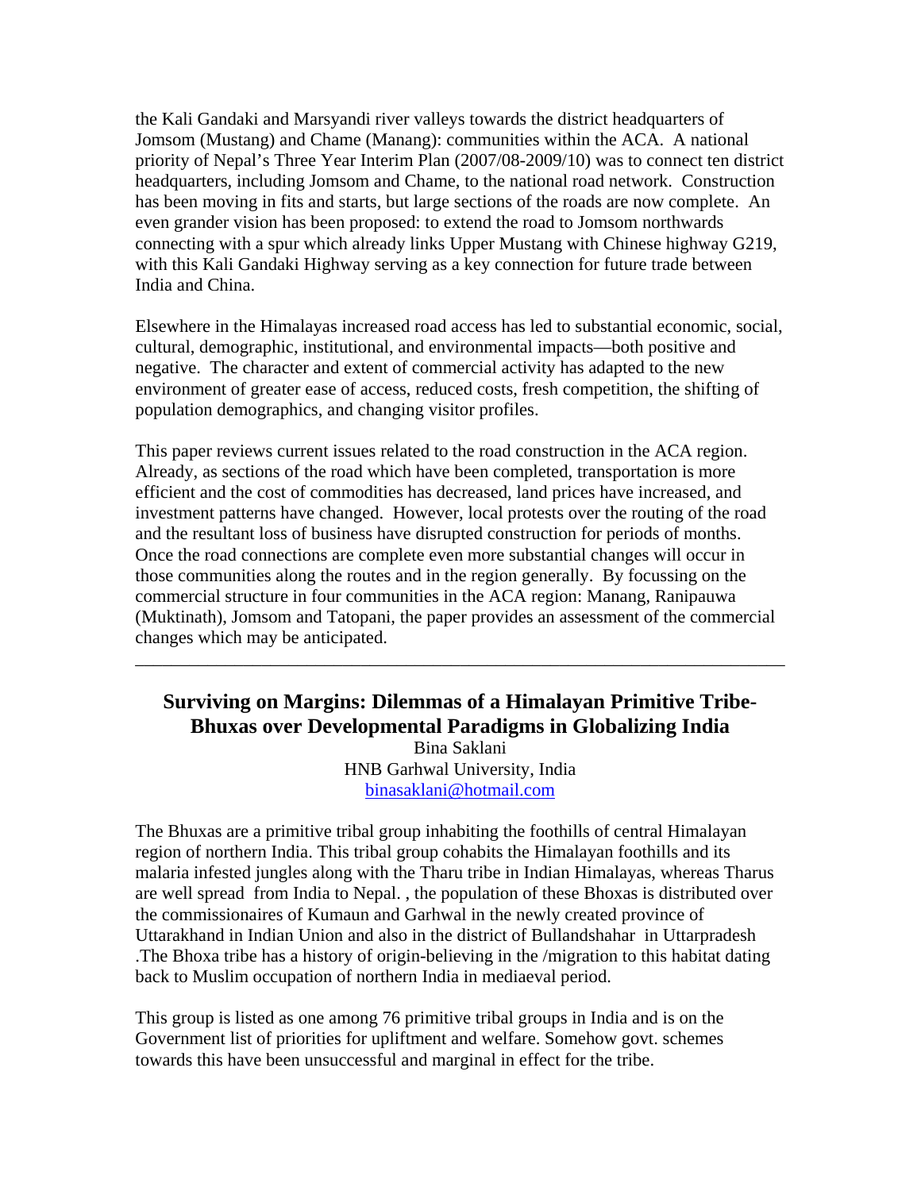the Kali Gandaki and Marsyandi river valleys towards the district headquarters of Jomsom (Mustang) and Chame (Manang): communities within the ACA. A national priority of Nepal's Three Year Interim Plan (2007/08-2009/10) was to connect ten district headquarters, including Jomsom and Chame, to the national road network. Construction has been moving in fits and starts, but large sections of the roads are now complete. An even grander vision has been proposed: to extend the road to Jomsom northwards connecting with a spur which already links Upper Mustang with Chinese highway G219, with this Kali Gandaki Highway serving as a key connection for future trade between India and China.

Elsewhere in the Himalayas increased road access has led to substantial economic, social, cultural, demographic, institutional, and environmental impacts—both positive and negative. The character and extent of commercial activity has adapted to the new environment of greater ease of access, reduced costs, fresh competition, the shifting of population demographics, and changing visitor profiles.

This paper reviews current issues related to the road construction in the ACA region. Already, as sections of the road which have been completed, transportation is more efficient and the cost of commodities has decreased, land prices have increased, and investment patterns have changed. However, local protests over the routing of the road and the resultant loss of business have disrupted construction for periods of months. Once the road connections are complete even more substantial changes will occur in those communities along the routes and in the region generally. By focussing on the commercial structure in four communities in the ACA region: Manang, Ranipauwa (Muktinath), Jomsom and Tatopani, the paper provides an assessment of the commercial changes which may be anticipated.

---

## Surviving on Margins: Dilemmas of a Himalayan Primitive Tribe-Bhuxas over Developmental Paradigms in Globalizing India

Bina Saklani
HNB Garhwal University, India
binasaklani@hotmail.com

The Bhuxas are a primitive tribal group inhabiting the foothills of central Himalayan region of northern India. This tribal group cohabits the Himalayan foothills and its malaria infested jungles along with the Tharu tribe in Indian Himalayas, whereas Tharus are well spread from India to Nepal. , the population of these Bhoxas is distributed over the commissionaires of Kumaun and Garhwal in the newly created province of Uttarakhand in Indian Union and also in the district of Bullandshahar in Uttarpradesh .The Bhoxa tribe has a history of origin-believing in the /migration to this habitat dating back to Muslim occupation of northern India in mediaeval period.

This group is listed as one among 76 primitive tribal groups in India and is on the Government list of priorities for upliftment and welfare. Somehow govt. schemes towards this have been unsuccessful and marginal in effect for the tribe.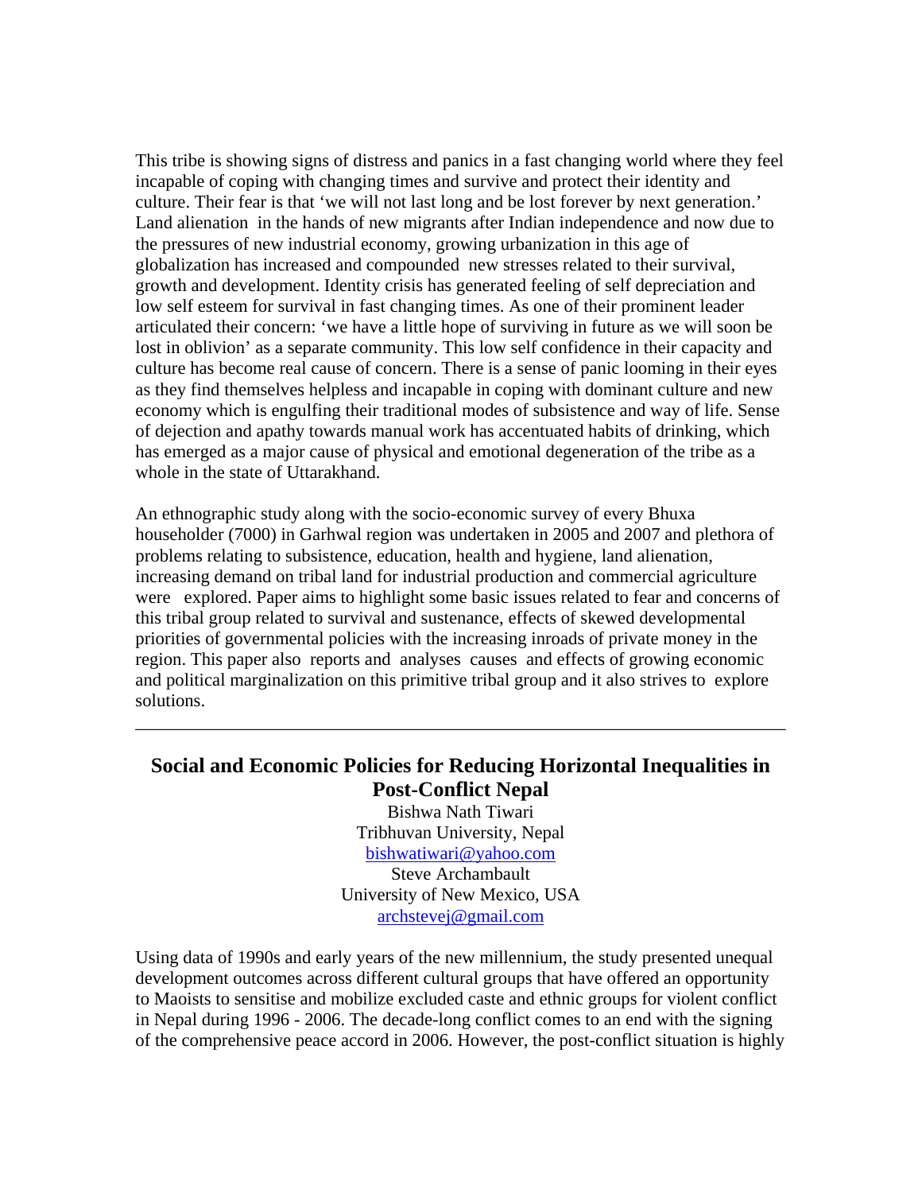This tribe is showing signs of distress and panics in a fast changing world where they feel incapable of coping with changing times and survive and protect their identity and culture. Their fear is that 'we will not last long and be lost forever by next generation.' Land alienation in the hands of new migrants after Indian independence and now due to the pressures of new industrial economy, growing urbanization in this age of globalization has increased and compounded new stresses related to their survival, growth and development. Identity crisis has generated feeling of self depreciation and low self esteem for survival in fast changing times. As one of their prominent leader articulated their concern: 'we have a little hope of surviving in future as we will soon be lost in oblivion' as a separate community. This low self confidence in their capacity and culture has become real cause of concern. There is a sense of panic looming in their eyes as they find themselves helpless and incapable in coping with dominant culture and new economy which is engulfing their traditional modes of subsistence and way of life. Sense of dejection and apathy towards manual work has accentuated habits of drinking, which has emerged as a major cause of physical and emotional degeneration of the tribe as a whole in the state of Uttarakhand.

An ethnographic study along with the socio-economic survey of every Bhuxa householder (7000) in Garhwal region was undertaken in 2005 and 2007 and plethora of problems relating to subsistence, education, health and hygiene, land alienation, increasing demand on tribal land for industrial production and commercial agriculture were explored. Paper aims to highlight some basic issues related to fear and concerns of this tribal group related to survival and sustenance, effects of skewed developmental priorities of governmental policies with the increasing inroads of private money in the region. This paper also reports and analyses causes and effects of growing economic and political marginalization on this primitive tribal group and it also strives to explore solutions.

---

## Social and Economic Policies for Reducing Horizontal Inequalities in Post-Conflict Nepal

Bishwa Nath Tiwari
Tribhuvan University, Nepal
bishwatiwari@yahoo.com
Steve Archambault
University of New Mexico, USA
archstevej@gmail.com

Using data of 1990s and early years of the new millennium, the study presented unequal development outcomes across different cultural groups that have offered an opportunity to Maoists to sensitise and mobilize excluded caste and ethnic groups for violent conflict in Nepal during 1996 - 2006. The decade-long conflict comes to an end with the signing of the comprehensive peace accord in 2006. However, the post-conflict situation is highly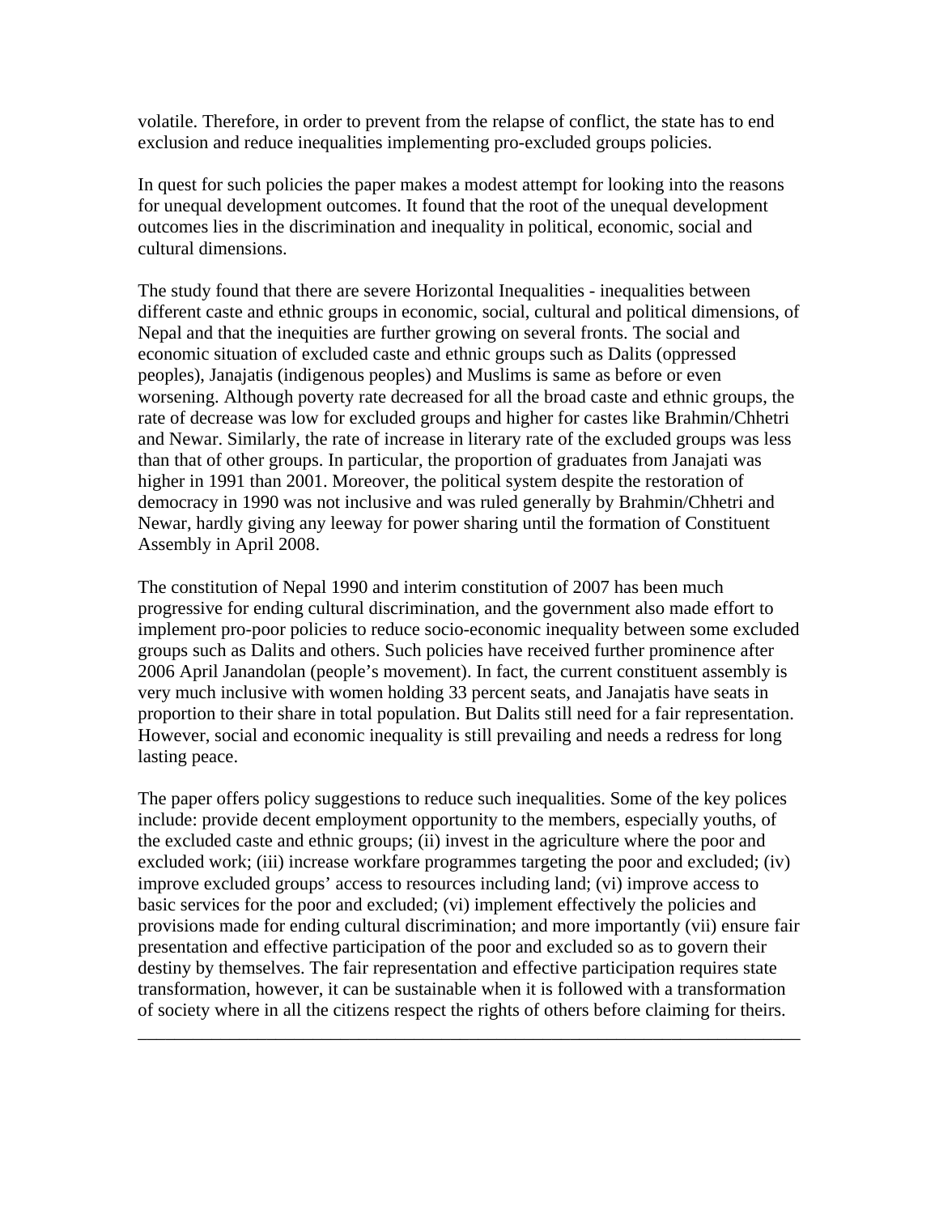volatile. Therefore, in order to prevent from the relapse of conflict, the state has to end exclusion and reduce inequalities implementing pro-excluded groups policies.

In quest for such policies the paper makes a modest attempt for looking into the reasons for unequal development outcomes. It found that the root of the unequal development outcomes lies in the discrimination and inequality in political, economic, social and cultural dimensions.

The study found that there are severe Horizontal Inequalities - inequalities between different caste and ethnic groups in economic, social, cultural and political dimensions, of Nepal and that the inequities are further growing on several fronts. The social and economic situation of excluded caste and ethnic groups such as Dalits (oppressed peoples), Janajatis (indigenous peoples) and Muslims is same as before or even worsening. Although poverty rate decreased for all the broad caste and ethnic groups, the rate of decrease was low for excluded groups and higher for castes like Brahmin/Chhetri and Newar. Similarly, the rate of increase in literary rate of the excluded groups was less than that of other groups. In particular, the proportion of graduates from Janajati was higher in 1991 than 2001. Moreover, the political system despite the restoration of democracy in 1990 was not inclusive and was ruled generally by Brahmin/Chhetri and Newar, hardly giving any leeway for power sharing until the formation of Constituent Assembly in April 2008.

The constitution of Nepal 1990 and interim constitution of 2007 has been much progressive for ending cultural discrimination, and the government also made effort to implement pro-poor policies to reduce socio-economic inequality between some excluded groups such as Dalits and others. Such policies have received further prominence after 2006 April Janandolan (people's movement). In fact, the current constituent assembly is very much inclusive with women holding 33 percent seats, and Janajatis have seats in proportion to their share in total population. But Dalits still need for a fair representation. However, social and economic inequality is still prevailing and needs a redress for long lasting peace.

The paper offers policy suggestions to reduce such inequalities. Some of the key polices include: provide decent employment opportunity to the members, especially youths, of the excluded caste and ethnic groups; (ii) invest in the agriculture where the poor and excluded work; (iii) increase workfare programmes targeting the poor and excluded; (iv) improve excluded groups' access to resources including land; (vi) improve access to basic services for the poor and excluded; (vi) implement effectively the policies and provisions made for ending cultural discrimination; and more importantly (vii) ensure fair presentation and effective participation of the poor and excluded so as to govern their destiny by themselves. The fair representation and effective participation requires state transformation, however, it can be sustainable when it is followed with a transformation of society where in all the citizens respect the rights of others before claiming for theirs.

---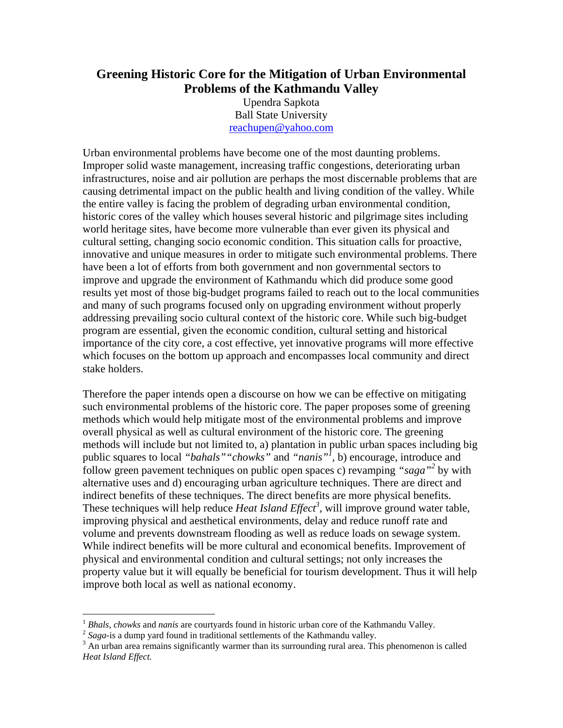# Greening Historic Core for the Mitigation of Urban Environmental Problems of the Kathmandu Valley

Upendra Sapkota
Ball State University
reachupen@yahoo.com

Urban environmental problems have become one of the most daunting problems. Improper solid waste management, increasing traffic congestions, deteriorating urban infrastructures, noise and air pollution are perhaps the most discernable problems that are causing detrimental impact on the public health and living condition of the valley. While the entire valley is facing the problem of degrading urban environmental condition, historic cores of the valley which houses several historic and pilgrimage sites including world heritage sites, have become more vulnerable than ever given its physical and cultural setting, changing socio economic condition. This situation calls for proactive, innovative and unique measures in order to mitigate such environmental problems. There have been a lot of efforts from both government and non governmental sectors to improve and upgrade the environment of Kathmandu which did produce some good results yet most of those big-budget programs failed to reach out to the local communities and many of such programs focused only on upgrading environment without properly addressing prevailing socio cultural context of the historic core. While such big-budget program are essential, given the economic condition, cultural setting and historical importance of the city core, a cost effective, yet innovative programs will more effective which focuses on the bottom up approach and encompasses local community and direct stake holders.

Therefore the paper intends open a discourse on how we can be effective on mitigating such environmental problems of the historic core. The paper proposes some of greening methods which would help mitigate most of the environmental problems and improve overall physical as well as cultural environment of the historic core. The greening methods will include but not limited to, a) plantation in public urban spaces including big public squares to local *"bahals" "chowks"* and *"nanis"*[1], b) encourage, introduce and follow green pavement techniques on public open spaces c) revamping *"saga"*[2] by with alternative uses and d) encouraging urban agriculture techniques. There are direct and indirect benefits of these techniques. The direct benefits are more physical benefits. These techniques will help reduce *Heat Island Effect*[3], will improve ground water table, improving physical and aesthetical environments, delay and reduce runoff rate and volume and prevents downstream flooding as well as reduce loads on sewage system. While indirect benefits will be more cultural and economical benefits. Improvement of physical and environmental condition and cultural settings; not only increases the property value but it will equally be beneficial for tourism development. Thus it will help improve both local as well as national economy.

---

[1] *Bhals, chowks* and *nanis* are courtyards found in historic urban core of the Kathmandu Valley.

[2] *Saga*-is a dump yard found in traditional settlements of the Kathmandu valley.

[3] An urban area remains significantly warmer than its surrounding rural area. This phenomenon is called *Heat Island Effect.*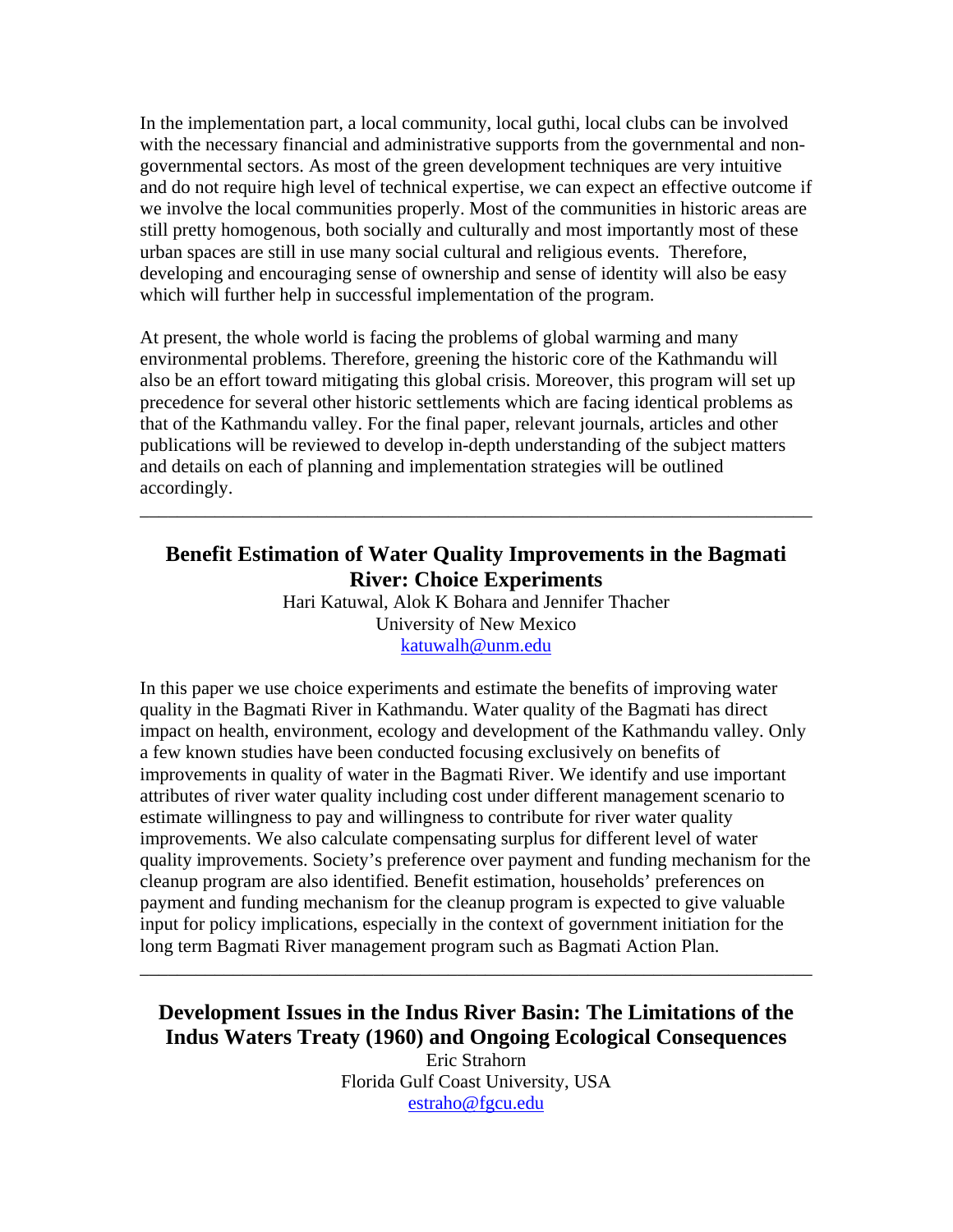In the implementation part, a local community, local guthi, local clubs can be involved with the necessary financial and administrative supports from the governmental and non-governmental sectors. As most of the green development techniques are very intuitive and do not require high level of technical expertise, we can expect an effective outcome if we involve the local communities properly. Most of the communities in historic areas are still pretty homogenous, both socially and culturally and most importantly most of these urban spaces are still in use many social cultural and religious events. Therefore, developing and encouraging sense of ownership and sense of identity will also be easy which will further help in successful implementation of the program.

At present, the whole world is facing the problems of global warming and many environmental problems. Therefore, greening the historic core of the Kathmandu will also be an effort toward mitigating this global crisis. Moreover, this program will set up precedence for several other historic settlements which are facing identical problems as that of the Kathmandu valley. For the final paper, relevant journals, articles and other publications will be reviewed to develop in-depth understanding of the subject matters and details on each of planning and implementation strategies will be outlined accordingly.

---

## Benefit Estimation of Water Quality Improvements in the Bagmati River: Choice Experiments

Hari Katuwal, Alok K Bohara and Jennifer Thacher
University of New Mexico
katuwalh@unm.edu

In this paper we use choice experiments and estimate the benefits of improving water quality in the Bagmati River in Kathmandu. Water quality of the Bagmati has direct impact on health, environment, ecology and development of the Kathmandu valley. Only a few known studies have been conducted focusing exclusively on benefits of improvements in quality of water in the Bagmati River. We identify and use important attributes of river water quality including cost under different management scenario to estimate willingness to pay and willingness to contribute for river water quality improvements. We also calculate compensating surplus for different level of water quality improvements. Society's preference over payment and funding mechanism for the cleanup program are also identified. Benefit estimation, households' preferences on payment and funding mechanism for the cleanup program is expected to give valuable input for policy implications, especially in the context of government initiation for the long term Bagmati River management program such as Bagmati Action Plan.

---

## Development Issues in the Indus River Basin: The Limitations of the Indus Waters Treaty (1960) and Ongoing Ecological Consequences

Eric Strahorn
Florida Gulf Coast University, USA
estraho@fgcu.edu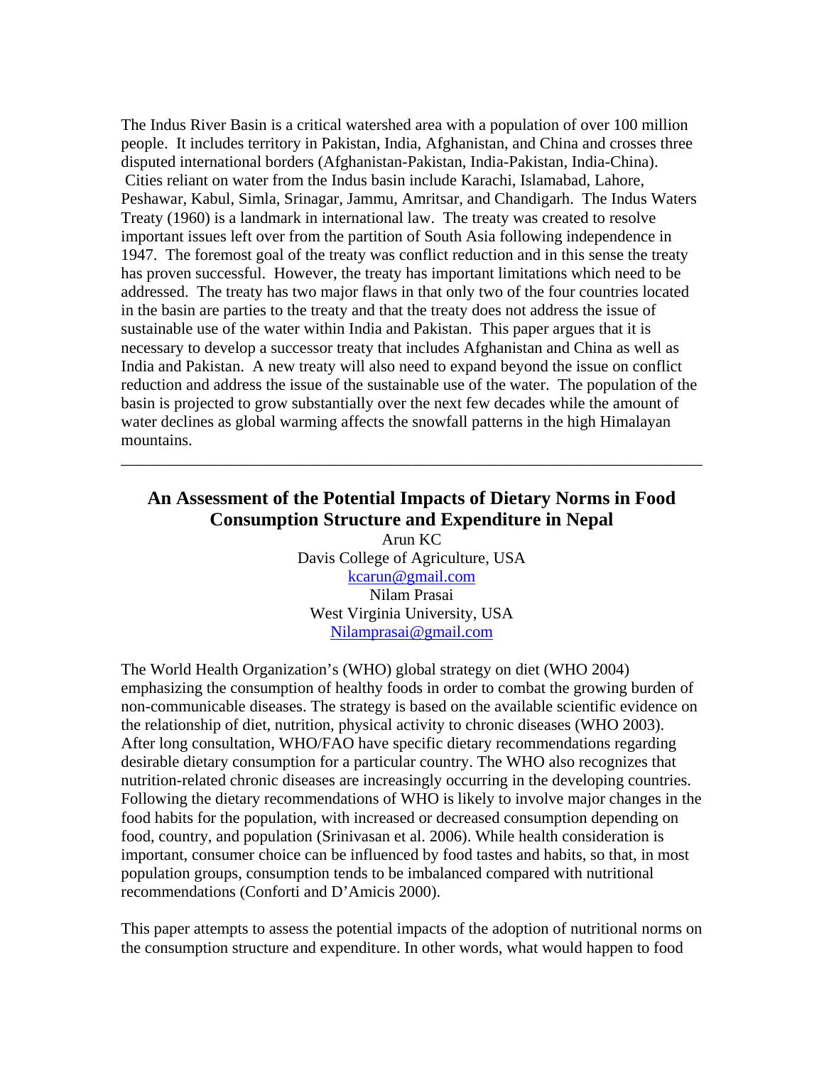The Indus River Basin is a critical watershed area with a population of over 100 million people. It includes territory in Pakistan, India, Afghanistan, and China and crosses three disputed international borders (Afghanistan-Pakistan, India-Pakistan, India-China). Cities reliant on water from the Indus basin include Karachi, Islamabad, Lahore, Peshawar, Kabul, Simla, Srinagar, Jammu, Amritsar, and Chandigarh. The Indus Waters Treaty (1960) is a landmark in international law. The treaty was created to resolve important issues left over from the partition of South Asia following independence in 1947. The foremost goal of the treaty was conflict reduction and in this sense the treaty has proven successful. However, the treaty has important limitations which need to be addressed. The treaty has two major flaws in that only two of the four countries located in the basin are parties to the treaty and that the treaty does not address the issue of sustainable use of the water within India and Pakistan. This paper argues that it is necessary to develop a successor treaty that includes Afghanistan and China as well as India and Pakistan. A new treaty will also need to expand beyond the issue on conflict reduction and address the issue of the sustainable use of the water. The population of the basin is projected to grow substantially over the next few decades while the amount of water declines as global warming affects the snowfall patterns in the high Himalayan mountains.

---

## An Assessment of the Potential Impacts of Dietary Norms in Food Consumption Structure and Expenditure in Nepal

Arun KC
Davis College of Agriculture, USA
kcarun@gmail.com
Nilam Prasai
West Virginia University, USA
Nilamprasai@gmail.com

The World Health Organization's (WHO) global strategy on diet (WHO 2004) emphasizing the consumption of healthy foods in order to combat the growing burden of non-communicable diseases. The strategy is based on the available scientific evidence on the relationship of diet, nutrition, physical activity to chronic diseases (WHO 2003). After long consultation, WHO/FAO have specific dietary recommendations regarding desirable dietary consumption for a particular country. The WHO also recognizes that nutrition-related chronic diseases are increasingly occurring in the developing countries. Following the dietary recommendations of WHO is likely to involve major changes in the food habits for the population, with increased or decreased consumption depending on food, country, and population (Srinivasan et al. 2006). While health consideration is important, consumer choice can be influenced by food tastes and habits, so that, in most population groups, consumption tends to be imbalanced compared with nutritional recommendations (Conforti and D'Amicis 2000).

This paper attempts to assess the potential impacts of the adoption of nutritional norms on the consumption structure and expenditure. In other words, what would happen to food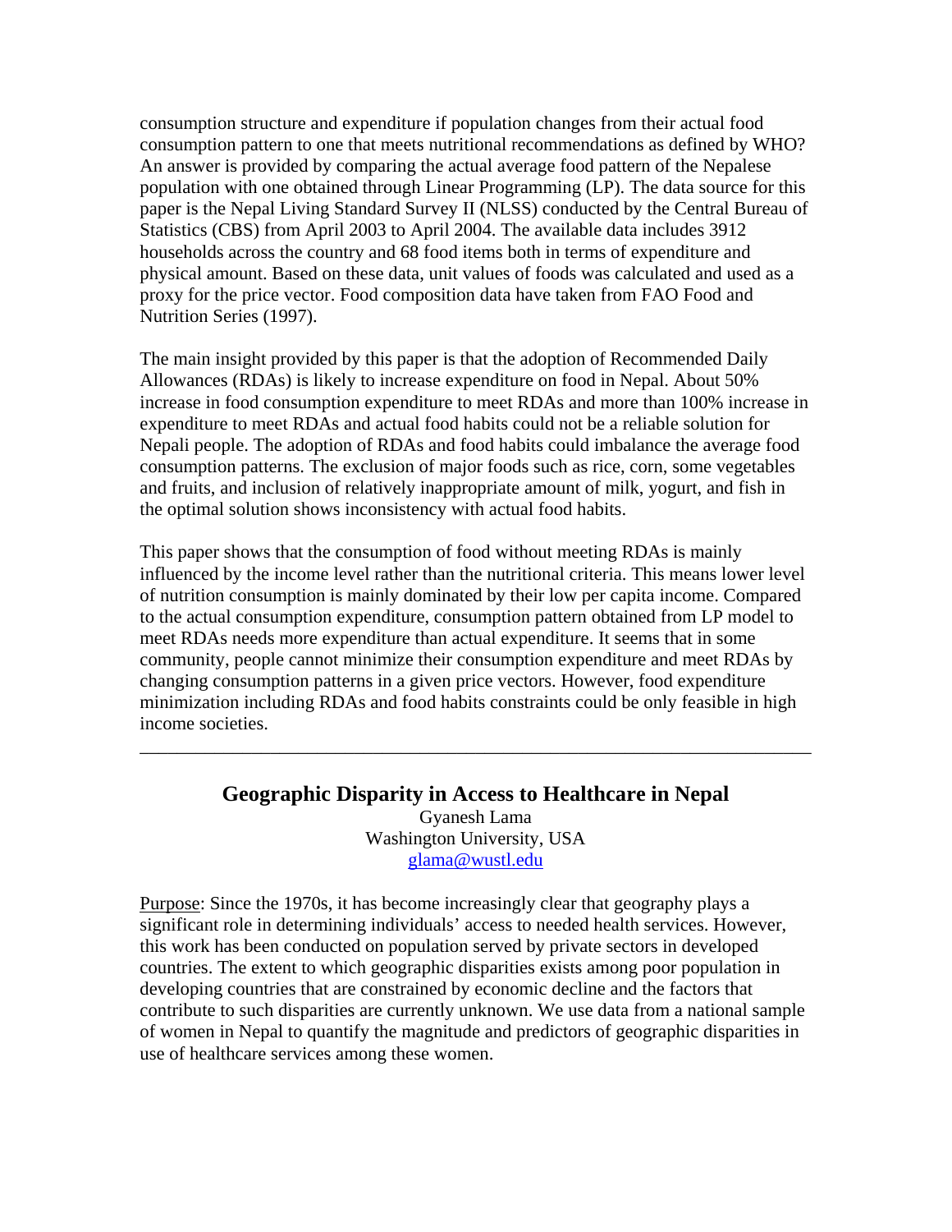consumption structure and expenditure if population changes from their actual food consumption pattern to one that meets nutritional recommendations as defined by WHO? An answer is provided by comparing the actual average food pattern of the Nepalese population with one obtained through Linear Programming (LP). The data source for this paper is the Nepal Living Standard Survey II (NLSS) conducted by the Central Bureau of Statistics (CBS) from April 2003 to April 2004. The available data includes 3912 households across the country and 68 food items both in terms of expenditure and physical amount. Based on these data, unit values of foods was calculated and used as a proxy for the price vector. Food composition data have taken from FAO Food and Nutrition Series (1997).

The main insight provided by this paper is that the adoption of Recommended Daily Allowances (RDAs) is likely to increase expenditure on food in Nepal. About 50% increase in food consumption expenditure to meet RDAs and more than 100% increase in expenditure to meet RDAs and actual food habits could not be a reliable solution for Nepali people. The adoption of RDAs and food habits could imbalance the average food consumption patterns. The exclusion of major foods such as rice, corn, some vegetables and fruits, and inclusion of relatively inappropriate amount of milk, yogurt, and fish in the optimal solution shows inconsistency with actual food habits.

This paper shows that the consumption of food without meeting RDAs is mainly influenced by the income level rather than the nutritional criteria. This means lower level of nutrition consumption is mainly dominated by their low per capita income. Compared to the actual consumption expenditure, consumption pattern obtained from LP model to meet RDAs needs more expenditure than actual expenditure. It seems that in some community, people cannot minimize their consumption expenditure and meet RDAs by changing consumption patterns in a given price vectors. However, food expenditure minimization including RDAs and food habits constraints could be only feasible in high income societies.

---

## Geographic Disparity in Access to Healthcare in Nepal

Gyanesh Lama
Washington University, USA
glama@wustl.edu

Purpose: Since the 1970s, it has become increasingly clear that geography plays a significant role in determining individuals' access to needed health services. However, this work has been conducted on population served by private sectors in developed countries. The extent to which geographic disparities exists among poor population in developing countries that are constrained by economic decline and the factors that contribute to such disparities are currently unknown. We use data from a national sample of women in Nepal to quantify the magnitude and predictors of geographic disparities in use of healthcare services among these women.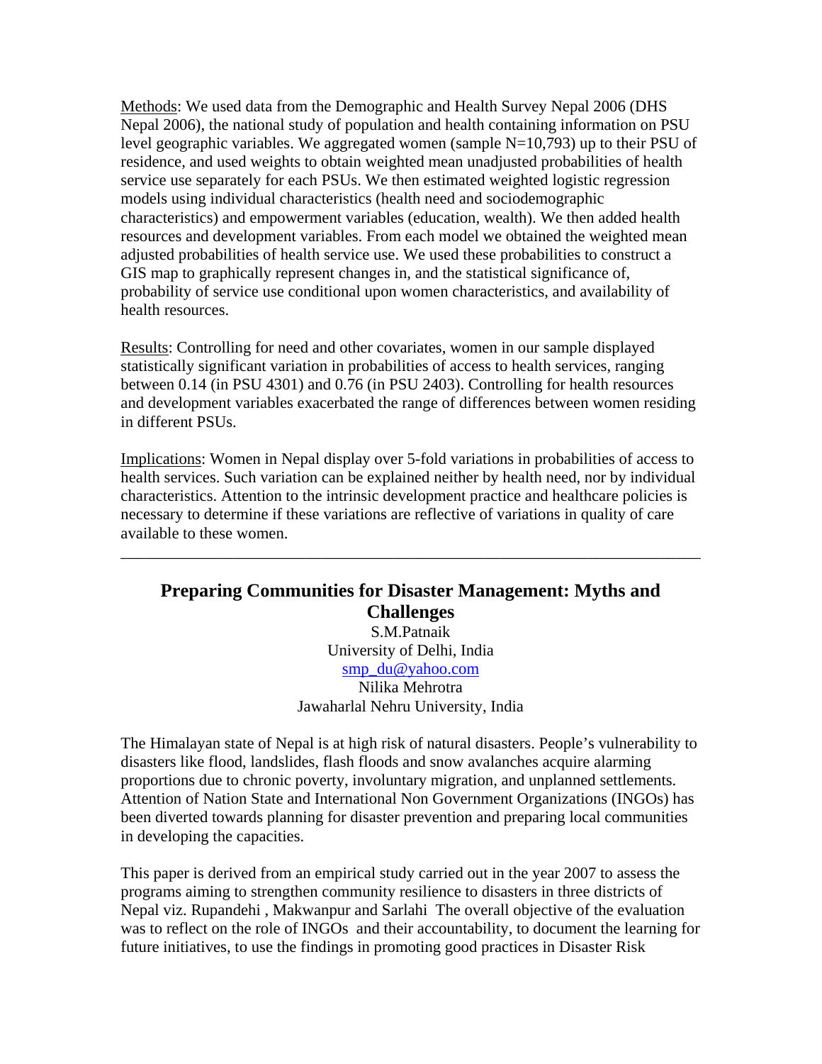Methods: We used data from the Demographic and Health Survey Nepal 2006 (DHS Nepal 2006), the national study of population and health containing information on PSU level geographic variables. We aggregated women (sample N=10,793) up to their PSU of residence, and used weights to obtain weighted mean unadjusted probabilities of health service use separately for each PSUs. We then estimated weighted logistic regression models using individual characteristics (health need and sociodemographic characteristics) and empowerment variables (education, wealth). We then added health resources and development variables. From each model we obtained the weighted mean adjusted probabilities of health service use. We used these probabilities to construct a GIS map to graphically represent changes in, and the statistical significance of, probability of service use conditional upon women characteristics, and availability of health resources.

Results: Controlling for need and other covariates, women in our sample displayed statistically significant variation in probabilities of access to health services, ranging between 0.14 (in PSU 4301) and 0.76 (in PSU 2403). Controlling for health resources and development variables exacerbated the range of differences between women residing in different PSUs.

Implications: Women in Nepal display over 5-fold variations in probabilities of access to health services. Such variation can be explained neither by health need, nor by individual characteristics. Attention to the intrinsic development practice and healthcare policies is necessary to determine if these variations are reflective of variations in quality of care available to these women.

---

## Preparing Communities for Disaster Management: Myths and Challenges

S.M.Patnaik
University of Delhi, India
smp_du@yahoo.com
Nilika Mehrotra
Jawaharlal Nehru University, India

The Himalayan state of Nepal is at high risk of natural disasters. People's vulnerability to disasters like flood, landslides, flash floods and snow avalanches acquire alarming proportions due to chronic poverty, involuntary migration, and unplanned settlements. Attention of Nation State and International Non Government Organizations (INGOs) has been diverted towards planning for disaster prevention and preparing local communities in developing the capacities.

This paper is derived from an empirical study carried out in the year 2007 to assess the programs aiming to strengthen community resilience to disasters in three districts of Nepal viz. Rupandehi , Makwanpur and Sarlahi The overall objective of the evaluation was to reflect on the role of INGOs and their accountability, to document the learning for future initiatives, to use the findings in promoting good practices in Disaster Risk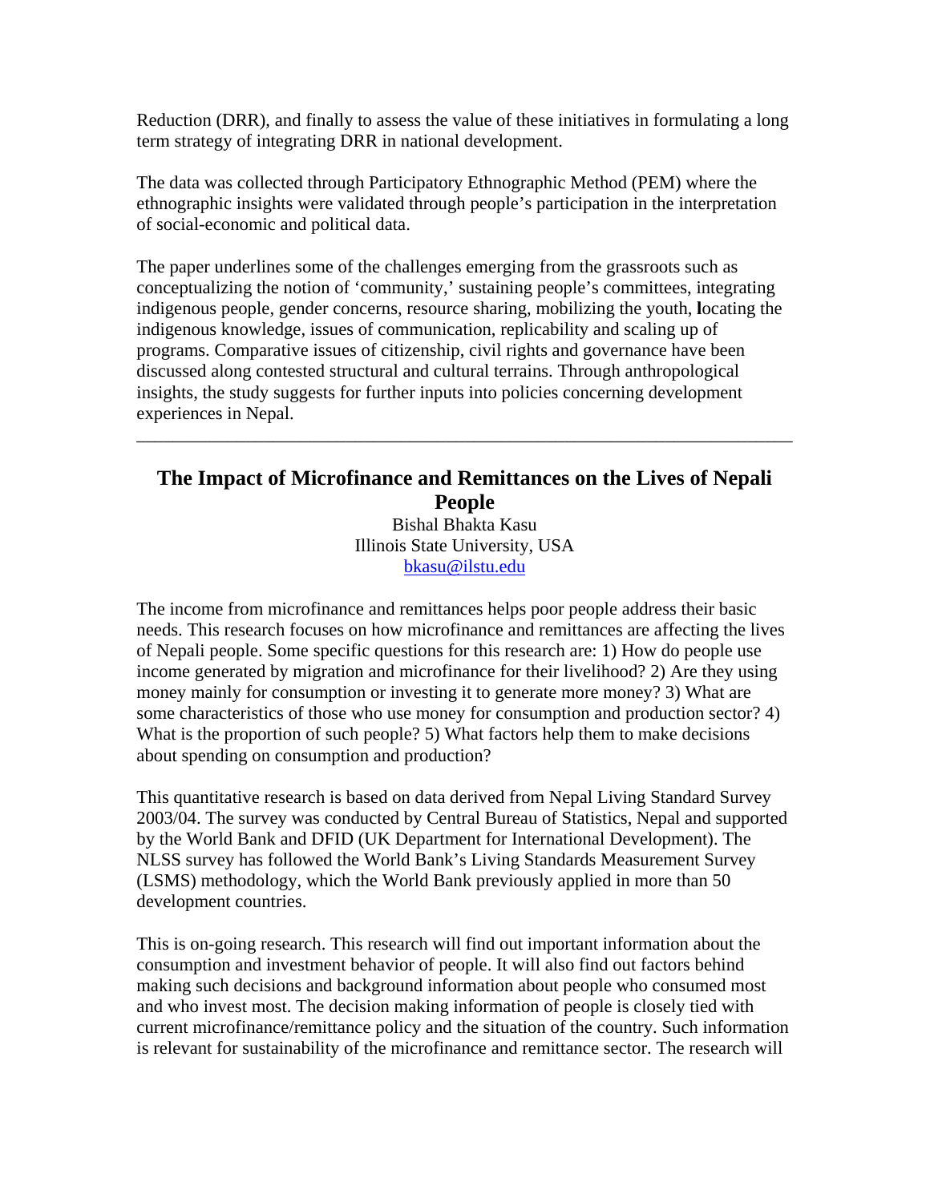Reduction (DRR), and finally to assess the value of these initiatives in formulating a long term strategy of integrating DRR in national development.

The data was collected through Participatory Ethnographic Method (PEM) where the ethnographic insights were validated through people's participation in the interpretation of social-economic and political data.

The paper underlines some of the challenges emerging from the grassroots such as conceptualizing the notion of 'community,' sustaining people's committees, integrating indigenous people, gender concerns, resource sharing, mobilizing the youth, **l**ocating the indigenous knowledge, issues of communication, replicability and scaling up of programs. Comparative issues of citizenship, civil rights and governance have been discussed along contested structural and cultural terrains. Through anthropological insights, the study suggests for further inputs into policies concerning development experiences in Nepal.

---

## The Impact of Microfinance and Remittances on the Lives of Nepali People

Bishal Bhakta Kasu
Illinois State University, USA
bkasu@ilstu.edu

The income from microfinance and remittances helps poor people address their basic needs. This research focuses on how microfinance and remittances are affecting the lives of Nepali people. Some specific questions for this research are: 1) How do people use income generated by migration and microfinance for their livelihood? 2) Are they using money mainly for consumption or investing it to generate more money? 3) What are some characteristics of those who use money for consumption and production sector? 4) What is the proportion of such people? 5) What factors help them to make decisions about spending on consumption and production?

This quantitative research is based on data derived from Nepal Living Standard Survey 2003/04. The survey was conducted by Central Bureau of Statistics, Nepal and supported by the World Bank and DFID (UK Department for International Development). The NLSS survey has followed the World Bank's Living Standards Measurement Survey (LSMS) methodology, which the World Bank previously applied in more than 50 development countries.

This is on-going research. This research will find out important information about the consumption and investment behavior of people. It will also find out factors behind making such decisions and background information about people who consumed most and who invest most. The decision making information of people is closely tied with current microfinance/remittance policy and the situation of the country. Such information is relevant for sustainability of the microfinance and remittance sector. The research will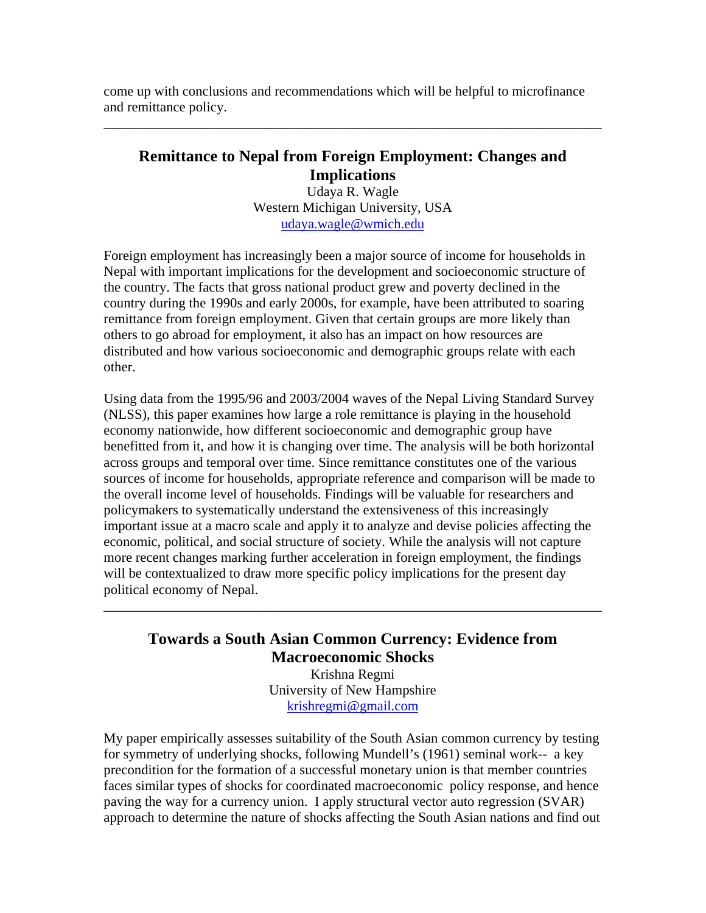come up with conclusions and recommendations which will be helpful to microfinance and remittance policy.

---

## Remittance to Nepal from Foreign Employment: Changes and Implications

Udaya R. Wagle
Western Michigan University, USA
udaya.wagle@wmich.edu

Foreign employment has increasingly been a major source of income for households in Nepal with important implications for the development and socioeconomic structure of the country. The facts that gross national product grew and poverty declined in the country during the 1990s and early 2000s, for example, have been attributed to soaring remittance from foreign employment. Given that certain groups are more likely than others to go abroad for employment, it also has an impact on how resources are distributed and how various socioeconomic and demographic groups relate with each other.

Using data from the 1995/96 and 2003/2004 waves of the Nepal Living Standard Survey (NLSS), this paper examines how large a role remittance is playing in the household economy nationwide, how different socioeconomic and demographic group have benefitted from it, and how it is changing over time. The analysis will be both horizontal across groups and temporal over time. Since remittance constitutes one of the various sources of income for households, appropriate reference and comparison will be made to the overall income level of households. Findings will be valuable for researchers and policymakers to systematically understand the extensiveness of this increasingly important issue at a macro scale and apply it to analyze and devise policies affecting the economic, political, and social structure of society. While the analysis will not capture more recent changes marking further acceleration in foreign employment, the findings will be contextualized to draw more specific policy implications for the present day political economy of Nepal.

---

## Towards a South Asian Common Currency: Evidence from Macroeconomic Shocks

Krishna Regmi
University of New Hampshire
krishregmi@gmail.com

My paper empirically assesses suitability of the South Asian common currency by testing for symmetry of underlying shocks, following Mundell's (1961) seminal work-- a key precondition for the formation of a successful monetary union is that member countries faces similar types of shocks for coordinated macroeconomic policy response, and hence paving the way for a currency union. I apply structural vector auto regression (SVAR) approach to determine the nature of shocks affecting the South Asian nations and find out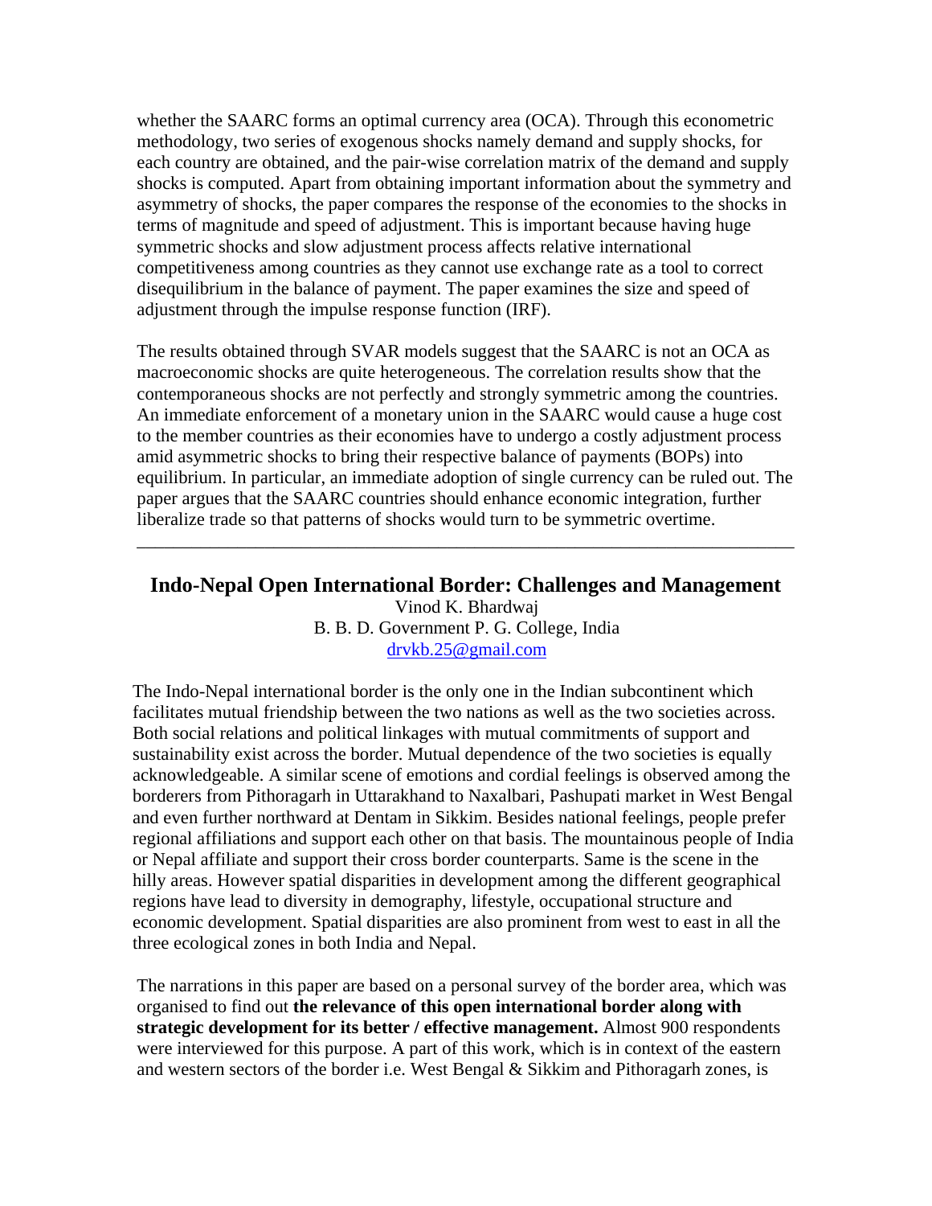whether the SAARC forms an optimal currency area (OCA). Through this econometric methodology, two series of exogenous shocks namely demand and supply shocks, for each country are obtained, and the pair-wise correlation matrix of the demand and supply shocks is computed. Apart from obtaining important information about the symmetry and asymmetry of shocks, the paper compares the response of the economies to the shocks in terms of magnitude and speed of adjustment. This is important because having huge symmetric shocks and slow adjustment process affects relative international competitiveness among countries as they cannot use exchange rate as a tool to correct disequilibrium in the balance of payment. The paper examines the size and speed of adjustment through the impulse response function (IRF).

The results obtained through SVAR models suggest that the SAARC is not an OCA as macroeconomic shocks are quite heterogeneous. The correlation results show that the contemporaneous shocks are not perfectly and strongly symmetric among the countries. An immediate enforcement of a monetary union in the SAARC would cause a huge cost to the member countries as their economies have to undergo a costly adjustment process amid asymmetric shocks to bring their respective balance of payments (BOPs) into equilibrium. In particular, an immediate adoption of single currency can be ruled out. The paper argues that the SAARC countries should enhance economic integration, further liberalize trade so that patterns of shocks would turn to be symmetric overtime.

---

## Indo-Nepal Open International Border: Challenges and Management

Vinod K. Bhardwaj
B. B. D. Government P. G. College, India
drvkb.25@gmail.com

The Indo-Nepal international border is the only one in the Indian subcontinent which facilitates mutual friendship between the two nations as well as the two societies across. Both social relations and political linkages with mutual commitments of support and sustainability exist across the border. Mutual dependence of the two societies is equally acknowledgeable. A similar scene of emotions and cordial feelings is observed among the borderers from Pithoragarh in Uttarakhand to Naxalbari, Pashupati market in West Bengal and even further northward at Dentam in Sikkim. Besides national feelings, people prefer regional affiliations and support each other on that basis. The mountainous people of India or Nepal affiliate and support their cross border counterparts. Same is the scene in the hilly areas. However spatial disparities in development among the different geographical regions have lead to diversity in demography, lifestyle, occupational structure and economic development. Spatial disparities are also prominent from west to east in all the three ecological zones in both India and Nepal.

The narrations in this paper are based on a personal survey of the border area, which was organised to find out **the relevance of this open international border along with strategic development for its better / effective management.** Almost 900 respondents were interviewed for this purpose. A part of this work, which is in context of the eastern and western sectors of the border i.e. West Bengal & Sikkim and Pithoragarh zones, is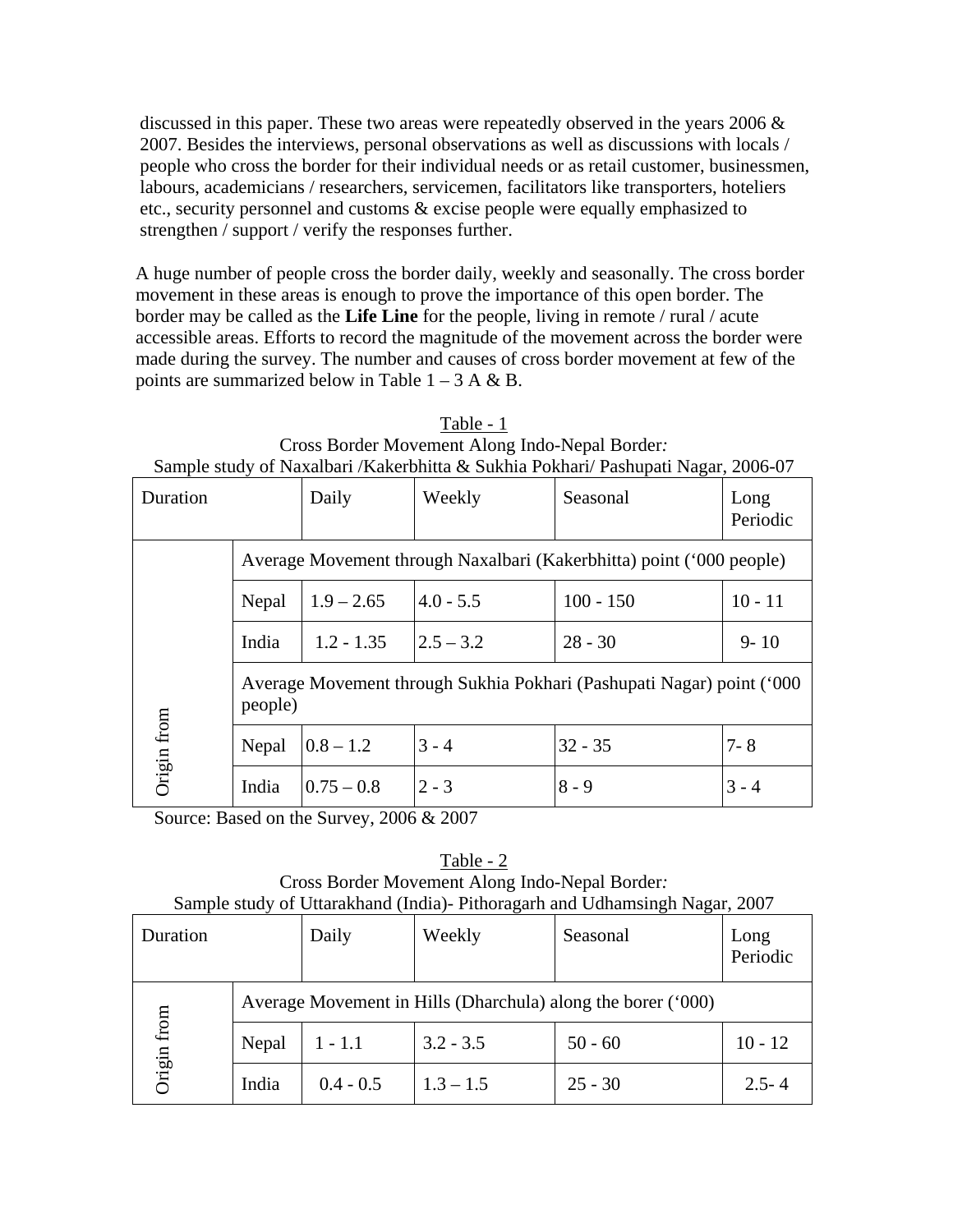discussed in this paper. These two areas were repeatedly observed in the years 2006 & 2007. Besides the interviews, personal observations as well as discussions with locals / people who cross the border for their individual needs or as retail customer, businessmen, labours, academicians / researchers, servicemen, facilitators like transporters, hoteliers etc., security personnel and customs & excise people were equally emphasized to strengthen / support / verify the responses further.

A huge number of people cross the border daily, weekly and seasonally. The cross border movement in these areas is enough to prove the importance of this open border. The border may be called as the **Life Line** for the people, living in remote / rural / acute accessible areas. Efforts to record the magnitude of the movement across the border were made during the survey. The number and causes of cross border movement at few of the points are summarized below in Table 1 – 3 A & B.

Table - 1
Cross Border Movement Along Indo-Nepal Border*:*
Sample study of Naxalbari /Kakerbhitta & Sukhia Pokhari/ Pashupati Nagar, 2006-07

| Duration | | Daily | Weekly | Seasonal | Long Periodic |
|---|---|---|---|---|---|
| Origin from | Average Movement through Naxalbari (Kakerbhitta) point (‘000 people) | | | | |
| | Nepal | 1.9 – 2.65 | 4.0 - 5.5 | 100 - 150 | 10 - 11 |
| | India | 1.2 - 1.35 | 2.5 – 3.2 | 28 - 30 | 9- 10 |
| | Average Movement through Sukhia Pokhari (Pashupati Nagar) point (‘000 people) | | | | |
| | Nepal | 0.8 – 1.2 | 3 - 4 | 32 - 35 | 7- 8 |
| | India | 0.75 – 0.8 | 2 - 3 | 8 - 9 | 3 - 4 |

Source: Based on the Survey, 2006 & 2007

Table - 2
Cross Border Movement Along Indo-Nepal Border*:*
Sample study of Uttarakhand (India)- Pithoragarh and Udhamsingh Nagar, 2007

| Duration | | Daily | Weekly | Seasonal | Long Periodic |
|---|---|---|---|---|---|
| Origin from | Average Movement in Hills (Dharchula) along the borer (‘000) | | | | |
| | Nepal | 1 - 1.1 | 3.2 - 3.5 | 50 - 60 | 10 - 12 |
| | India | 0.4 - 0.5 | 1.3 – 1.5 | 25 - 30 | 2.5- 4 |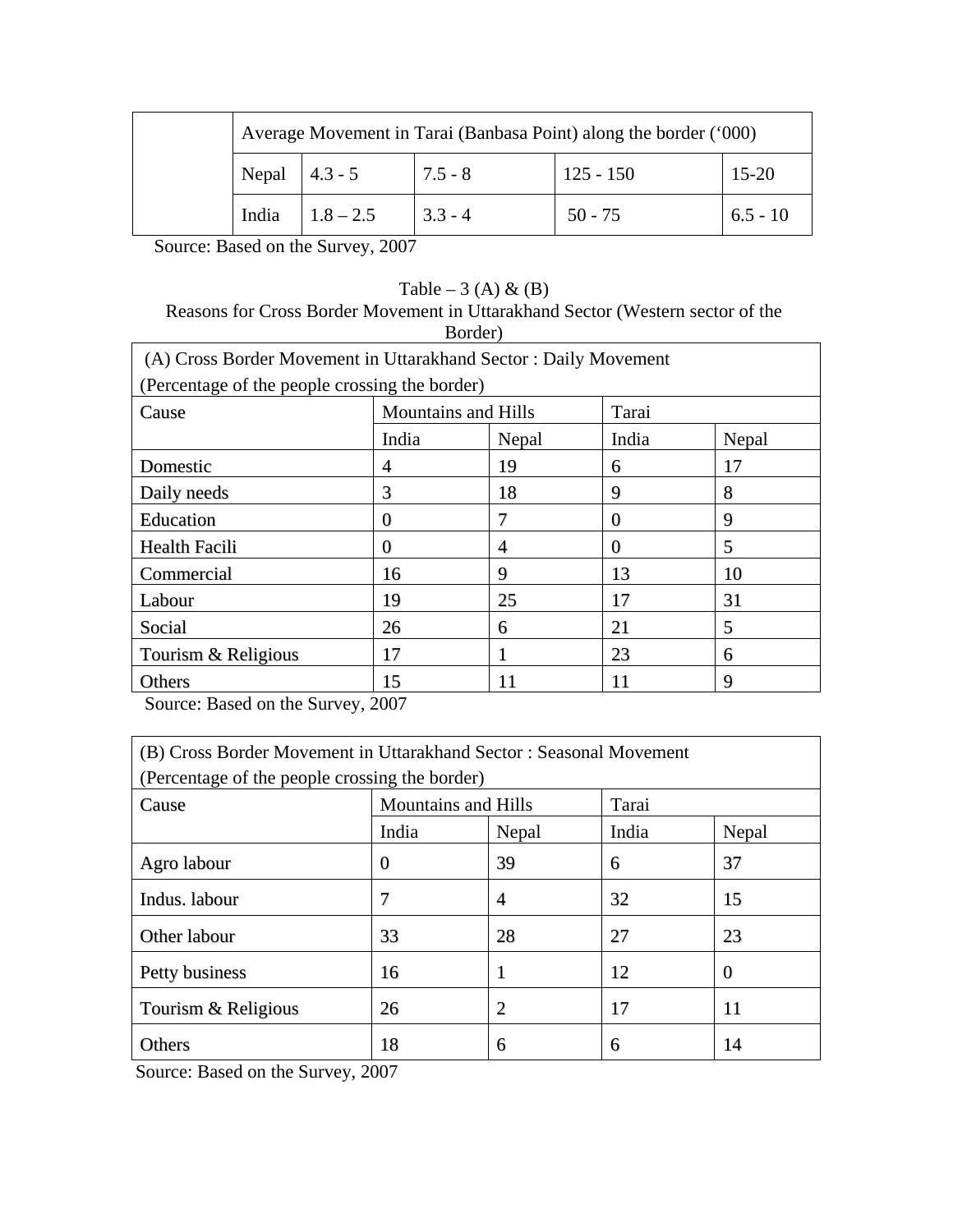| | Average Movement in Tarai (Banbasa Point) along the border ('000) | | | | |
|---|---|---|---|---|---|
| | Nepal | 4.3 - 5 | 7.5 - 8 | 125 - 150 | 15-20 |
| | India | 1.8 – 2.5 | 3.3 - 4 | 50 - 75 | 6.5 - 10 |

Source: Based on the Survey, 2007

Table – 3 (A) & (B)
Reasons for Cross Border Movement in Uttarakhand Sector (Western sector of the Border)

(A) Cross Border Movement in Uttarakhand Sector : Daily Movement
(Percentage of the people crossing the border)

| Cause | Mountains and Hills | | Tarai | |
|---|---|---|---|---|
| | India | Nepal | India | Nepal |
| Domestic | 4 | 19 | 6 | 17 |
| Daily needs | 3 | 18 | 9 | 8 |
| Education | 0 | 7 | 0 | 9 |
| Health Facili | 0 | 4 | 0 | 5 |
| Commercial | 16 | 9 | 13 | 10 |
| Labour | 19 | 25 | 17 | 31 |
| Social | 26 | 6 | 21 | 5 |
| Tourism & Religious | 17 | 1 | 23 | 6 |
| Others | 15 | 11 | 11 | 9 |

Source: Based on the Survey, 2007

(B) Cross Border Movement in Uttarakhand Sector : Seasonal Movement
(Percentage of the people crossing the border)

| Cause | Mountains and Hills | | Tarai | |
|---|---|---|---|---|
| | India | Nepal | India | Nepal |
| Agro labour | 0 | 39 | 6 | 37 |
| Indus. labour | 7 | 4 | 32 | 15 |
| Other labour | 33 | 28 | 27 | 23 |
| Petty business | 16 | 1 | 12 | 0 |
| Tourism & Religious | 26 | 2 | 17 | 11 |
| Others | 18 | 6 | 6 | 14 |

Source: Based on the Survey, 2007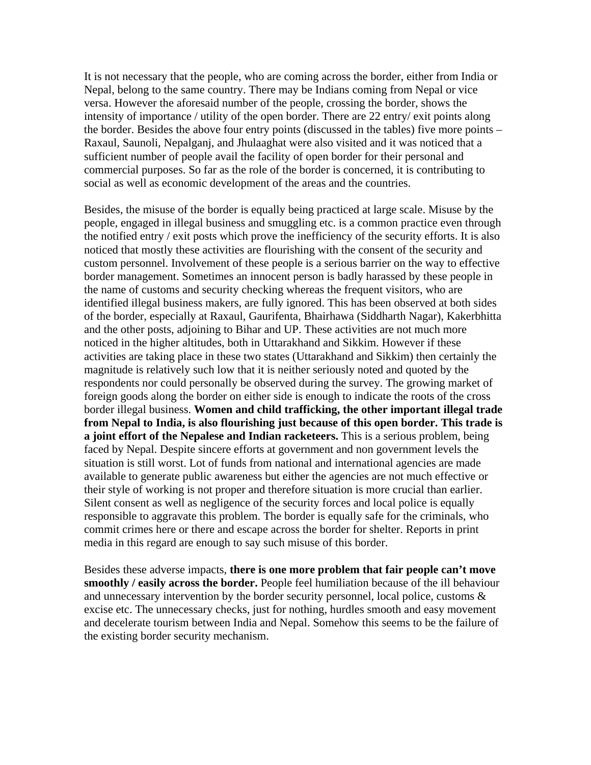It is not necessary that the people, who are coming across the border, either from India or Nepal, belong to the same country. There may be Indians coming from Nepal or vice versa. However the aforesaid number of the people, crossing the border, shows the intensity of importance / utility of the open border. There are 22 entry/ exit points along the border. Besides the above four entry points (discussed in the tables) five more points – Raxaul, Saunoli, Nepalganj, and Jhulaaghat were also visited and it was noticed that a sufficient number of people avail the facility of open border for their personal and commercial purposes. So far as the role of the border is concerned, it is contributing to social as well as economic development of the areas and the countries.

Besides, the misuse of the border is equally being practiced at large scale. Misuse by the people, engaged in illegal business and smuggling etc. is a common practice even through the notified entry / exit posts which prove the inefficiency of the security efforts. It is also noticed that mostly these activities are flourishing with the consent of the security and custom personnel. Involvement of these people is a serious barrier on the way to effective border management. Sometimes an innocent person is badly harassed by these people in the name of customs and security checking whereas the frequent visitors, who are identified illegal business makers, are fully ignored. This has been observed at both sides of the border, especially at Raxaul, Gaurifenta, Bhairhawa (Siddharth Nagar), Kakerbhitta and the other posts, adjoining to Bihar and UP. These activities are not much more noticed in the higher altitudes, both in Uttarakhand and Sikkim. However if these activities are taking place in these two states (Uttarakhand and Sikkim) then certainly the magnitude is relatively such low that it is neither seriously noted and quoted by the respondents nor could personally be observed during the survey. The growing market of foreign goods along the border on either side is enough to indicate the roots of the cross border illegal business. **Women and child trafficking, the other important illegal trade from Nepal to India, is also flourishing just because of this open border. This trade is a joint effort of the Nepalese and Indian racketeers.** This is a serious problem, being faced by Nepal. Despite sincere efforts at government and non government levels the situation is still worst. Lot of funds from national and international agencies are made available to generate public awareness but either the agencies are not much effective or their style of working is not proper and therefore situation is more crucial than earlier. Silent consent as well as negligence of the security forces and local police is equally responsible to aggravate this problem. The border is equally safe for the criminals, who commit crimes here or there and escape across the border for shelter. Reports in print media in this regard are enough to say such misuse of this border.

Besides these adverse impacts, **there is one more problem that fair people can't move smoothly / easily across the border.** People feel humiliation because of the ill behaviour and unnecessary intervention by the border security personnel, local police, customs & excise etc. The unnecessary checks, just for nothing, hurdles smooth and easy movement and decelerate tourism between India and Nepal. Somehow this seems to be the failure of the existing border security mechanism.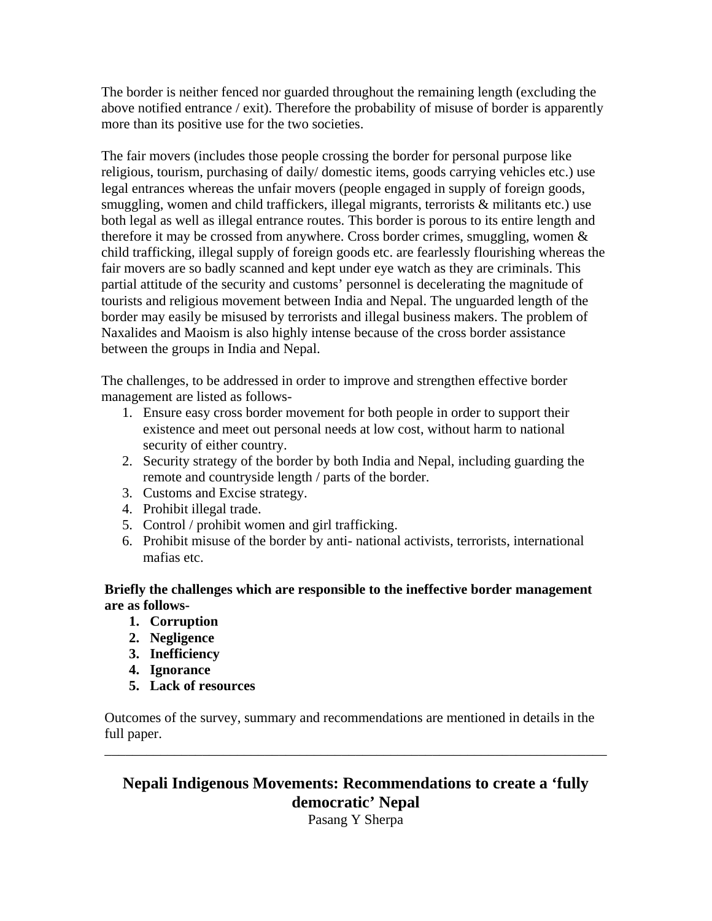The border is neither fenced nor guarded throughout the remaining length (excluding the above notified entrance / exit). Therefore the probability of misuse of border is apparently more than its positive use for the two societies.

The fair movers (includes those people crossing the border for personal purpose like religious, tourism, purchasing of daily/ domestic items, goods carrying vehicles etc.) use legal entrances whereas the unfair movers (people engaged in supply of foreign goods, smuggling, women and child traffickers, illegal migrants, terrorists & militants etc.) use both legal as well as illegal entrance routes. This border is porous to its entire length and therefore it may be crossed from anywhere. Cross border crimes, smuggling, women & child trafficking, illegal supply of foreign goods etc. are fearlessly flourishing whereas the fair movers are so badly scanned and kept under eye watch as they are criminals. This partial attitude of the security and customs' personnel is decelerating the magnitude of tourists and religious movement between India and Nepal. The unguarded length of the border may easily be misused by terrorists and illegal business makers. The problem of Naxalides and Maoism is also highly intense because of the cross border assistance between the groups in India and Nepal.

The challenges, to be addressed in order to improve and strengthen effective border management are listed as follows-

1. Ensure easy cross border movement for both people in order to support their existence and meet out personal needs at low cost, without harm to national security of either country.
2. Security strategy of the border by both India and Nepal, including guarding the remote and countryside length / parts of the border.
3. Customs and Excise strategy.
4. Prohibit illegal trade.
5. Control / prohibit women and girl trafficking.
6. Prohibit misuse of the border by anti- national activists, terrorists, international mafias etc.

**Briefly the challenges which are responsible to the ineffective border management are as follows-**

1. **Corruption**
2. **Negligence**
3. **Inefficiency**
4. **Ignorance**
5. **Lack of resources**

Outcomes of the survey, summary and recommendations are mentioned in details in the full paper.

---

## Nepali Indigenous Movements: Recommendations to create a 'fully democratic' Nepal

Pasang Y Sherpa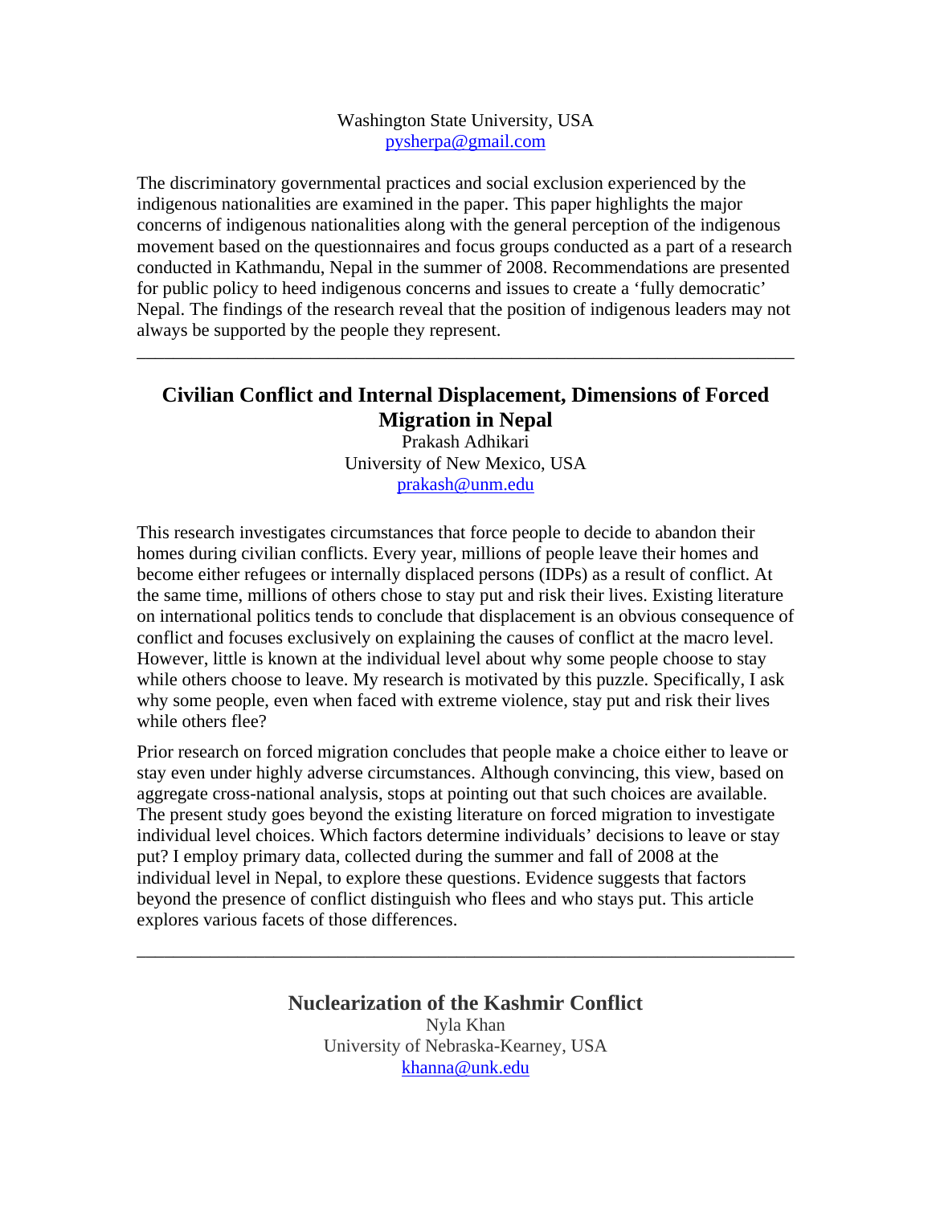Washington State University, USA
pysherpa@gmail.com

The discriminatory governmental practices and social exclusion experienced by the indigenous nationalities are examined in the paper. This paper highlights the major concerns of indigenous nationalities along with the general perception of the indigenous movement based on the questionnaires and focus groups conducted as a part of a research conducted in Kathmandu, Nepal in the summer of 2008. Recommendations are presented for public policy to heed indigenous concerns and issues to create a 'fully democratic' Nepal. The findings of the research reveal that the position of indigenous leaders may not always be supported by the people they represent.

---

## Civilian Conflict and Internal Displacement, Dimensions of Forced Migration in Nepal

Prakash Adhikari
University of New Mexico, USA
prakash@unm.edu

This research investigates circumstances that force people to decide to abandon their homes during civilian conflicts. Every year, millions of people leave their homes and become either refugees or internally displaced persons (IDPs) as a result of conflict. At the same time, millions of others chose to stay put and risk their lives. Existing literature on international politics tends to conclude that displacement is an obvious consequence of conflict and focuses exclusively on explaining the causes of conflict at the macro level. However, little is known at the individual level about why some people choose to stay while others choose to leave. My research is motivated by this puzzle. Specifically, I ask why some people, even when faced with extreme violence, stay put and risk their lives while others flee?

Prior research on forced migration concludes that people make a choice either to leave or stay even under highly adverse circumstances. Although convincing, this view, based on aggregate cross-national analysis, stops at pointing out that such choices are available. The present study goes beyond the existing literature on forced migration to investigate individual level choices. Which factors determine individuals' decisions to leave or stay put? I employ primary data, collected during the summer and fall of 2008 at the individual level in Nepal, to explore these questions. Evidence suggests that factors beyond the presence of conflict distinguish who flees and who stays put. This article explores various facets of those differences.

---

## Nuclearization of the Kashmir Conflict

Nyla Khan
University of Nebraska-Kearney, USA
khanna@unk.edu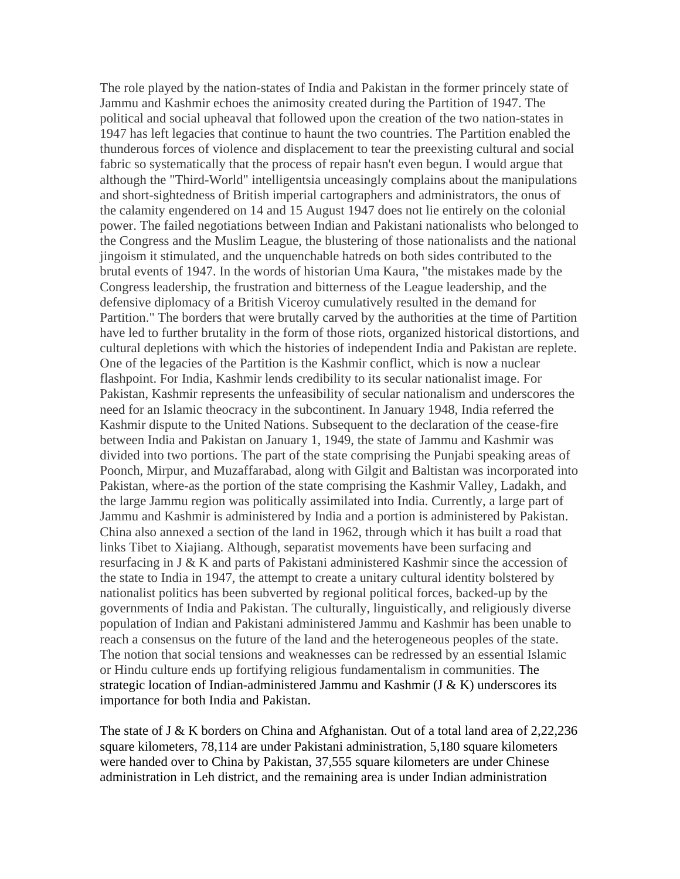The role played by the nation-states of India and Pakistan in the former princely state of Jammu and Kashmir echoes the animosity created during the Partition of 1947. The political and social upheaval that followed upon the creation of the two nation-states in 1947 has left legacies that continue to haunt the two countries. The Partition enabled the thunderous forces of violence and displacement to tear the preexisting cultural and social fabric so systematically that the process of repair hasn't even begun. I would argue that although the "Third-World" intelligentsia unceasingly complains about the manipulations and short-sightedness of British imperial cartographers and administrators, the onus of the calamity engendered on 14 and 15 August 1947 does not lie entirely on the colonial power. The failed negotiations between Indian and Pakistani nationalists who belonged to the Congress and the Muslim League, the blustering of those nationalists and the national jingoism it stimulated, and the unquenchable hatreds on both sides contributed to the brutal events of 1947. In the words of historian Uma Kaura, "the mistakes made by the Congress leadership, the frustration and bitterness of the League leadership, and the defensive diplomacy of a British Viceroy cumulatively resulted in the demand for Partition." The borders that were brutally carved by the authorities at the time of Partition have led to further brutality in the form of those riots, organized historical distortions, and cultural depletions with which the histories of independent India and Pakistan are replete. One of the legacies of the Partition is the Kashmir conflict, which is now a nuclear flashpoint. For India, Kashmir lends credibility to its secular nationalist image. For Pakistan, Kashmir represents the unfeasibility of secular nationalism and underscores the need for an Islamic theocracy in the subcontinent. In January 1948, India referred the Kashmir dispute to the United Nations. Subsequent to the declaration of the cease-fire between India and Pakistan on January 1, 1949, the state of Jammu and Kashmir was divided into two portions. The part of the state comprising the Punjabi speaking areas of Poonch, Mirpur, and Muzaffarabad, along with Gilgit and Baltistan was incorporated into Pakistan, where-as the portion of the state comprising the Kashmir Valley, Ladakh, and the large Jammu region was politically assimilated into India. Currently, a large part of Jammu and Kashmir is administered by India and a portion is administered by Pakistan. China also annexed a section of the land in 1962, through which it has built a road that links Tibet to Xiajiang. Although, separatist movements have been surfacing and resurfacing in J & K and parts of Pakistani administered Kashmir since the accession of the state to India in 1947, the attempt to create a unitary cultural identity bolstered by nationalist politics has been subverted by regional political forces, backed-up by the governments of India and Pakistan. The culturally, linguistically, and religiously diverse population of Indian and Pakistani administered Jammu and Kashmir has been unable to reach a consensus on the future of the land and the heterogeneous peoples of the state. The notion that social tensions and weaknesses can be redressed by an essential Islamic or Hindu culture ends up fortifying religious fundamentalism in communities. The strategic location of Indian-administered Jammu and Kashmir (J & K) underscores its importance for both India and Pakistan.

The state of J & K borders on China and Afghanistan. Out of a total land area of 2,22,236 square kilometers, 78,114 are under Pakistani administration, 5,180 square kilometers were handed over to China by Pakistan, 37,555 square kilometers are under Chinese administration in Leh district, and the remaining area is under Indian administration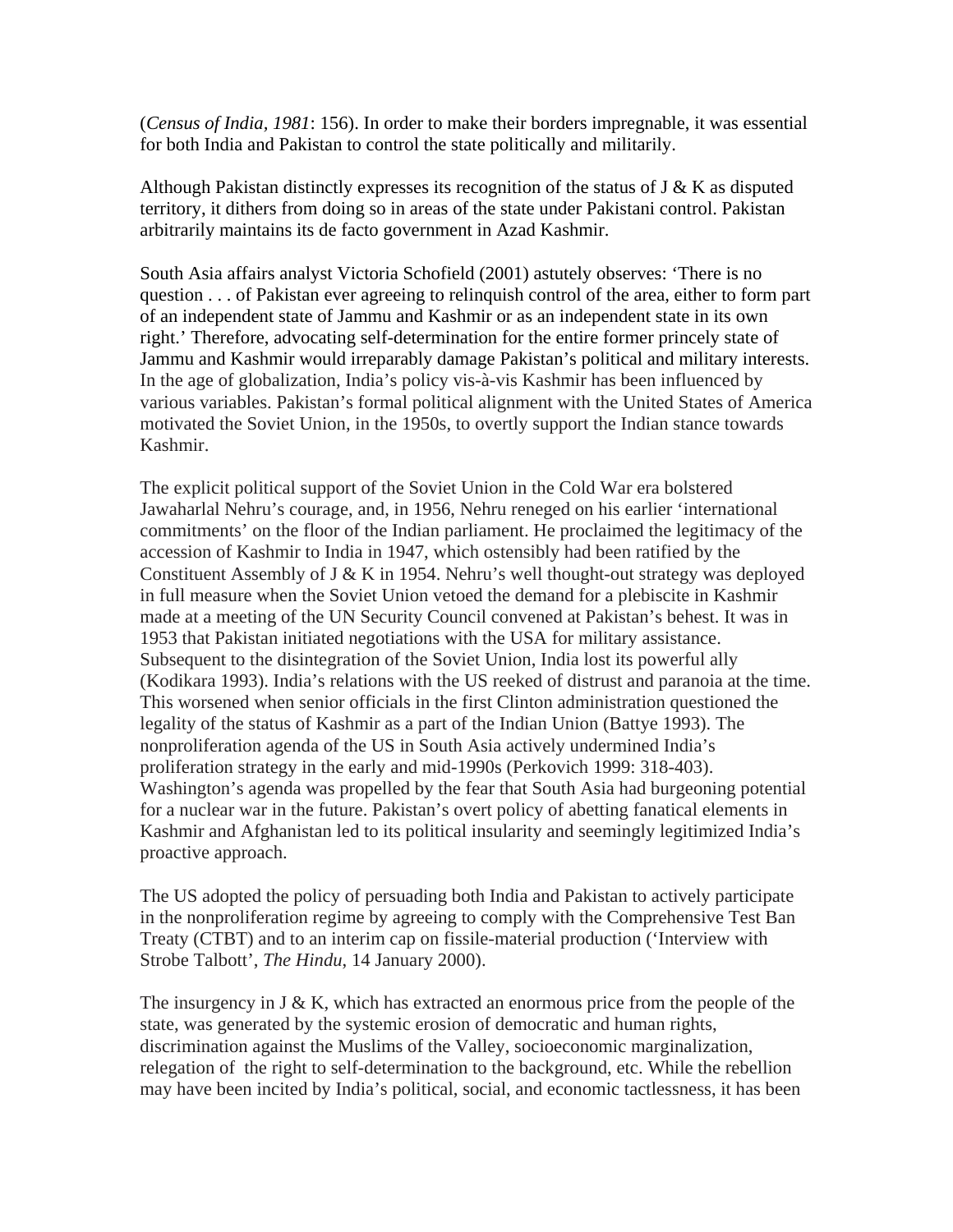(*Census of India, 1981*: 156). In order to make their borders impregnable, it was essential for both India and Pakistan to control the state politically and militarily.

Although Pakistan distinctly expresses its recognition of the status of J & K as disputed territory, it dithers from doing so in areas of the state under Pakistani control. Pakistan arbitrarily maintains its de facto government in Azad Kashmir.

South Asia affairs analyst Victoria Schofield (2001) astutely observes: 'There is no question . . . of Pakistan ever agreeing to relinquish control of the area, either to form part of an independent state of Jammu and Kashmir or as an independent state in its own right.' Therefore, advocating self-determination for the entire former princely state of Jammu and Kashmir would irreparably damage Pakistan's political and military interests. In the age of globalization, India's policy vis-à-vis Kashmir has been influenced by various variables. Pakistan's formal political alignment with the United States of America motivated the Soviet Union, in the 1950s, to overtly support the Indian stance towards Kashmir.

The explicit political support of the Soviet Union in the Cold War era bolstered Jawaharlal Nehru's courage, and, in 1956, Nehru reneged on his earlier 'international commitments' on the floor of the Indian parliament. He proclaimed the legitimacy of the accession of Kashmir to India in 1947, which ostensibly had been ratified by the Constituent Assembly of J & K in 1954. Nehru's well thought-out strategy was deployed in full measure when the Soviet Union vetoed the demand for a plebiscite in Kashmir made at a meeting of the UN Security Council convened at Pakistan's behest. It was in 1953 that Pakistan initiated negotiations with the USA for military assistance. Subsequent to the disintegration of the Soviet Union, India lost its powerful ally (Kodikara 1993). India's relations with the US reeked of distrust and paranoia at the time. This worsened when senior officials in the first Clinton administration questioned the legality of the status of Kashmir as a part of the Indian Union (Battye 1993). The nonproliferation agenda of the US in South Asia actively undermined India's proliferation strategy in the early and mid-1990s (Perkovich 1999: 318-403). Washington's agenda was propelled by the fear that South Asia had burgeoning potential for a nuclear war in the future. Pakistan's overt policy of abetting fanatical elements in Kashmir and Afghanistan led to its political insularity and seemingly legitimized India's proactive approach.

The US adopted the policy of persuading both India and Pakistan to actively participate in the nonproliferation regime by agreeing to comply with the Comprehensive Test Ban Treaty (CTBT) and to an interim cap on fissile-material production ('Interview with Strobe Talbott', *The Hindu*, 14 January 2000).

The insurgency in J & K, which has extracted an enormous price from the people of the state, was generated by the systemic erosion of democratic and human rights, discrimination against the Muslims of the Valley, socioeconomic marginalization, relegation of the right to self-determination to the background, etc. While the rebellion may have been incited by India's political, social, and economic tactlessness, it has been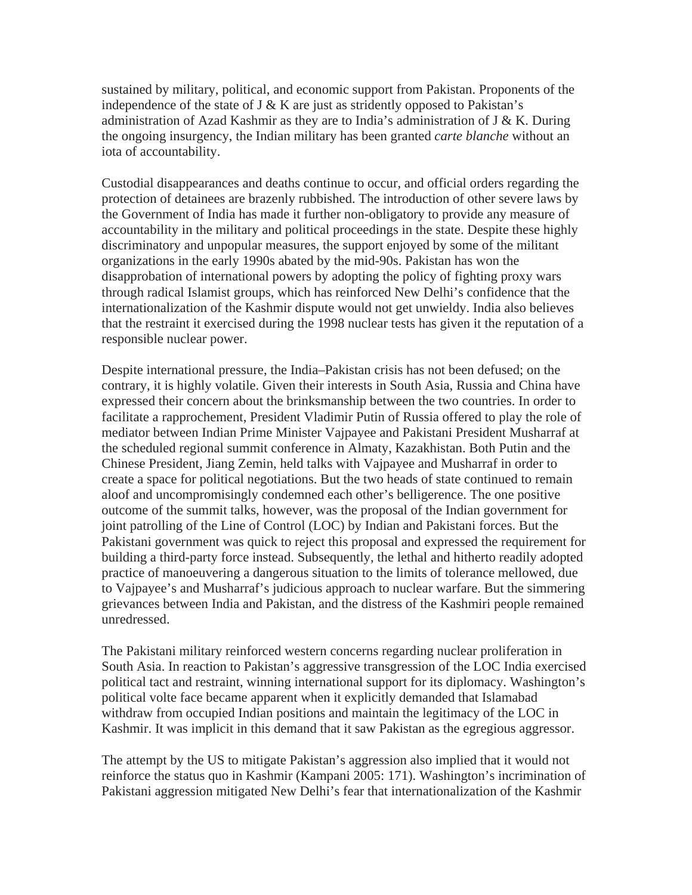sustained by military, political, and economic support from Pakistan. Proponents of the independence of the state of J & K are just as stridently opposed to Pakistan's administration of Azad Kashmir as they are to India's administration of J & K. During the ongoing insurgency, the Indian military has been granted *carte blanche* without an iota of accountability.

Custodial disappearances and deaths continue to occur, and official orders regarding the protection of detainees are brazenly rubbished. The introduction of other severe laws by the Government of India has made it further non-obligatory to provide any measure of accountability in the military and political proceedings in the state. Despite these highly discriminatory and unpopular measures, the support enjoyed by some of the militant organizations in the early 1990s abated by the mid-90s. Pakistan has won the disapprobation of international powers by adopting the policy of fighting proxy wars through radical Islamist groups, which has reinforced New Delhi's confidence that the internationalization of the Kashmir dispute would not get unwieldy. India also believes that the restraint it exercised during the 1998 nuclear tests has given it the reputation of a responsible nuclear power.

Despite international pressure, the India–Pakistan crisis has not been defused; on the contrary, it is highly volatile. Given their interests in South Asia, Russia and China have expressed their concern about the brinksmanship between the two countries. In order to facilitate a rapprochement, President Vladimir Putin of Russia offered to play the role of mediator between Indian Prime Minister Vajpayee and Pakistani President Musharraf at the scheduled regional summit conference in Almaty, Kazakhstan. Both Putin and the Chinese President, Jiang Zemin, held talks with Vajpayee and Musharraf in order to create a space for political negotiations. But the two heads of state continued to remain aloof and uncompromisingly condemned each other's belligerence. The one positive outcome of the summit talks, however, was the proposal of the Indian government for joint patrolling of the Line of Control (LOC) by Indian and Pakistani forces. But the Pakistani government was quick to reject this proposal and expressed the requirement for building a third-party force instead. Subsequently, the lethal and hitherto readily adopted practice of manoeuvering a dangerous situation to the limits of tolerance mellowed, due to Vajpayee's and Musharraf's judicious approach to nuclear warfare. But the simmering grievances between India and Pakistan, and the distress of the Kashmiri people remained unredressed.

The Pakistani military reinforced western concerns regarding nuclear proliferation in South Asia. In reaction to Pakistan's aggressive transgression of the LOC India exercised political tact and restraint, winning international support for its diplomacy. Washington's political volte face became apparent when it explicitly demanded that Islamabad withdraw from occupied Indian positions and maintain the legitimacy of the LOC in Kashmir. It was implicit in this demand that it saw Pakistan as the egregious aggressor.

The attempt by the US to mitigate Pakistan's aggression also implied that it would not reinforce the status quo in Kashmir (Kampani 2005: 171). Washington's incrimination of Pakistani aggression mitigated New Delhi's fear that internationalization of the Kashmir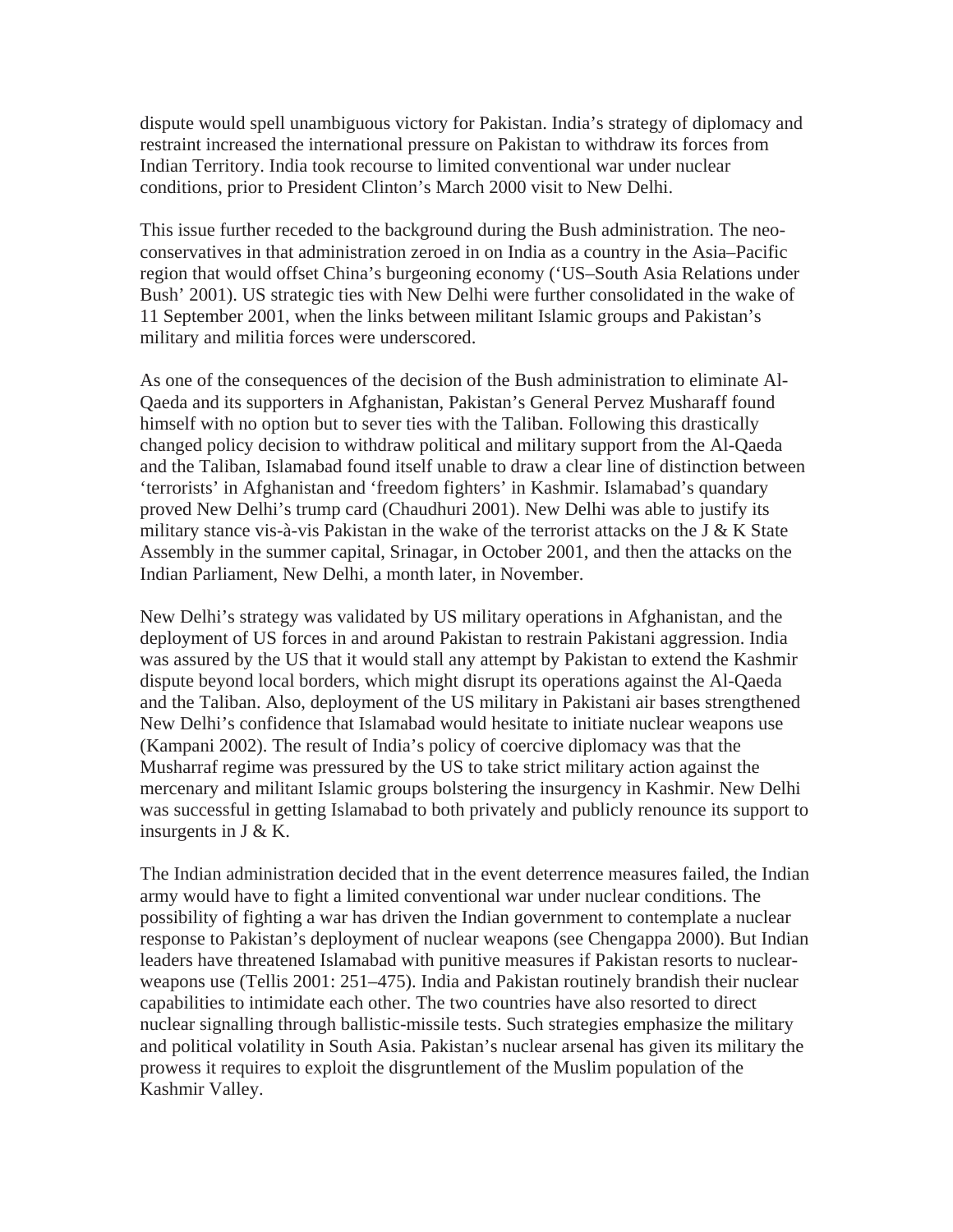dispute would spell unambiguous victory for Pakistan. India's strategy of diplomacy and restraint increased the international pressure on Pakistan to withdraw its forces from Indian Territory. India took recourse to limited conventional war under nuclear conditions, prior to President Clinton's March 2000 visit to New Delhi.

This issue further receded to the background during the Bush administration. The neo-conservatives in that administration zeroed in on India as a country in the Asia–Pacific region that would offset China's burgeoning economy ('US–South Asia Relations under Bush' 2001). US strategic ties with New Delhi were further consolidated in the wake of 11 September 2001, when the links between militant Islamic groups and Pakistan's military and militia forces were underscored.

As one of the consequences of the decision of the Bush administration to eliminate Al-Qaeda and its supporters in Afghanistan, Pakistan's General Pervez Musharaff found himself with no option but to sever ties with the Taliban. Following this drastically changed policy decision to withdraw political and military support from the Al-Qaeda and the Taliban, Islamabad found itself unable to draw a clear line of distinction between 'terrorists' in Afghanistan and 'freedom fighters' in Kashmir. Islamabad's quandary proved New Delhi's trump card (Chaudhuri 2001). New Delhi was able to justify its military stance vis-à-vis Pakistan in the wake of the terrorist attacks on the J & K State Assembly in the summer capital, Srinagar, in October 2001, and then the attacks on the Indian Parliament, New Delhi, a month later, in November.

New Delhi's strategy was validated by US military operations in Afghanistan, and the deployment of US forces in and around Pakistan to restrain Pakistani aggression. India was assured by the US that it would stall any attempt by Pakistan to extend the Kashmir dispute beyond local borders, which might disrupt its operations against the Al-Qaeda and the Taliban. Also, deployment of the US military in Pakistani air bases strengthened New Delhi's confidence that Islamabad would hesitate to initiate nuclear weapons use (Kampani 2002). The result of India's policy of coercive diplomacy was that the Musharraf regime was pressured by the US to take strict military action against the mercenary and militant Islamic groups bolstering the insurgency in Kashmir. New Delhi was successful in getting Islamabad to both privately and publicly renounce its support to insurgents in J & K.

The Indian administration decided that in the event deterrence measures failed, the Indian army would have to fight a limited conventional war under nuclear conditions. The possibility of fighting a war has driven the Indian government to contemplate a nuclear response to Pakistan's deployment of nuclear weapons (see Chengappa 2000). But Indian leaders have threatened Islamabad with punitive measures if Pakistan resorts to nuclear-weapons use (Tellis 2001: 251–475). India and Pakistan routinely brandish their nuclear capabilities to intimidate each other. The two countries have also resorted to direct nuclear signalling through ballistic-missile tests. Such strategies emphasize the military and political volatility in South Asia. Pakistan's nuclear arsenal has given its military the prowess it requires to exploit the disgruntlement of the Muslim population of the Kashmir Valley.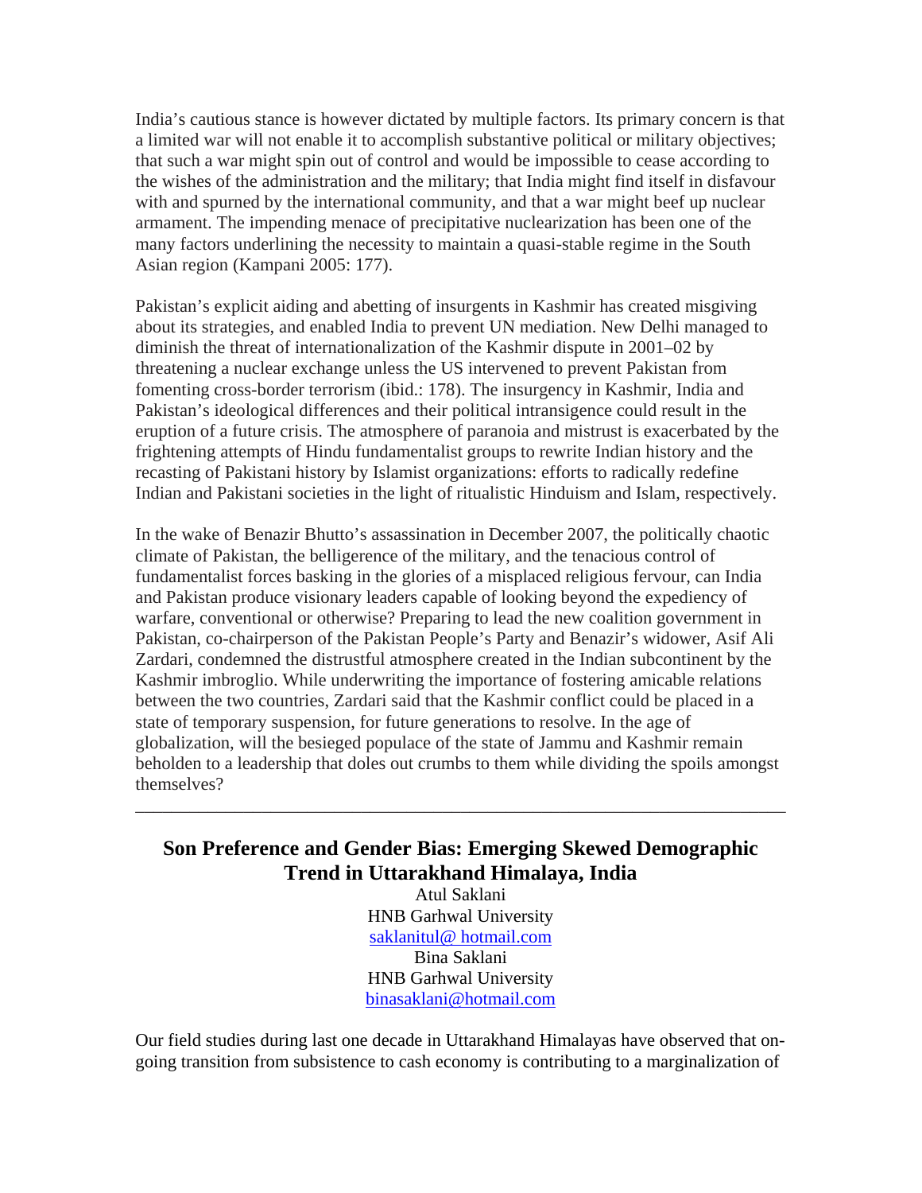India's cautious stance is however dictated by multiple factors. Its primary concern is that a limited war will not enable it to accomplish substantive political or military objectives; that such a war might spin out of control and would be impossible to cease according to the wishes of the administration and the military; that India might find itself in disfavour with and spurned by the international community, and that a war might beef up nuclear armament. The impending menace of precipitative nuclearization has been one of the many factors underlining the necessity to maintain a quasi-stable regime in the South Asian region (Kampani 2005: 177).

Pakistan's explicit aiding and abetting of insurgents in Kashmir has created misgiving about its strategies, and enabled India to prevent UN mediation. New Delhi managed to diminish the threat of internationalization of the Kashmir dispute in 2001–02 by threatening a nuclear exchange unless the US intervened to prevent Pakistan from fomenting cross-border terrorism (ibid.: 178). The insurgency in Kashmir, India and Pakistan's ideological differences and their political intransigence could result in the eruption of a future crisis. The atmosphere of paranoia and mistrust is exacerbated by the frightening attempts of Hindu fundamentalist groups to rewrite Indian history and the recasting of Pakistani history by Islamist organizations: efforts to radically redefine Indian and Pakistani societies in the light of ritualistic Hinduism and Islam, respectively.

In the wake of Benazir Bhutto's assassination in December 2007, the politically chaotic climate of Pakistan, the belligerence of the military, and the tenacious control of fundamentalist forces basking in the glories of a misplaced religious fervour, can India and Pakistan produce visionary leaders capable of looking beyond the expediency of warfare, conventional or otherwise? Preparing to lead the new coalition government in Pakistan, co-chairperson of the Pakistan People's Party and Benazir's widower, Asif Ali Zardari, condemned the distrustful atmosphere created in the Indian subcontinent by the Kashmir imbroglio. While underwriting the importance of fostering amicable relations between the two countries, Zardari said that the Kashmir conflict could be placed in a state of temporary suspension, for future generations to resolve. In the age of globalization, will the besieged populace of the state of Jammu and Kashmir remain beholden to a leadership that doles out crumbs to them while dividing the spoils amongst themselves?

---

## Son Preference and Gender Bias: Emerging Skewed Demographic Trend in Uttarakhand Himalaya, India

Atul Saklani
HNB Garhwal University
saklanitul@ hotmail.com
Bina Saklani
HNB Garhwal University
binasaklani@hotmail.com

Our field studies during last one decade in Uttarakhand Himalayas have observed that on-going transition from subsistence to cash economy is contributing to a marginalization of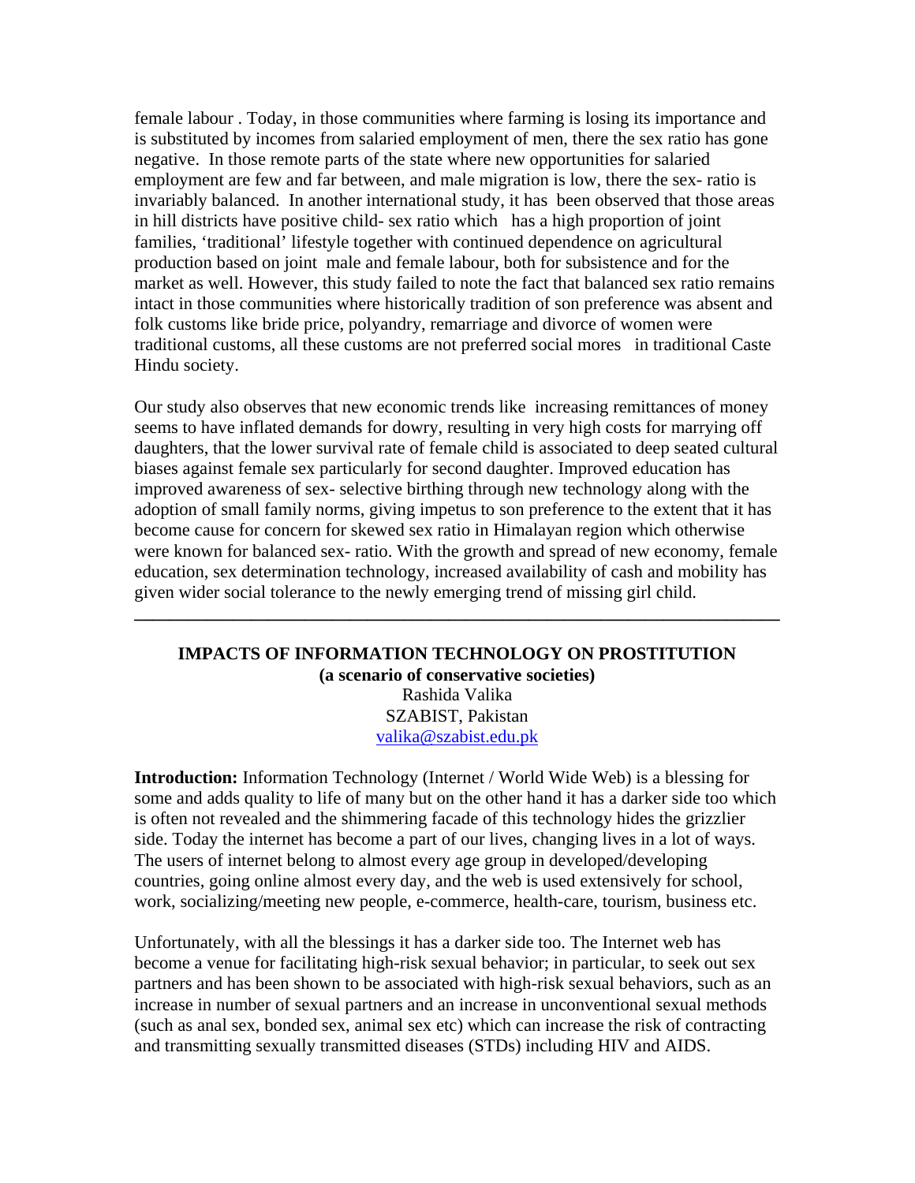female labour . Today, in those communities where farming is losing its importance and is substituted by incomes from salaried employment of men, there the sex ratio has gone negative. In those remote parts of the state where new opportunities for salaried employment are few and far between, and male migration is low, there the sex- ratio is invariably balanced. In another international study, it has been observed that those areas in hill districts have positive child- sex ratio which has a high proportion of joint families, 'traditional' lifestyle together with continued dependence on agricultural production based on joint male and female labour, both for subsistence and for the market as well. However, this study failed to note the fact that balanced sex ratio remains intact in those communities where historically tradition of son preference was absent and folk customs like bride price, polyandry, remarriage and divorce of women were traditional customs, all these customs are not preferred social mores in traditional Caste Hindu society.

Our study also observes that new economic trends like increasing remittances of money seems to have inflated demands for dowry, resulting in very high costs for marrying off daughters, that the lower survival rate of female child is associated to deep seated cultural biases against female sex particularly for second daughter. Improved education has improved awareness of sex- selective birthing through new technology along with the adoption of small family norms, giving impetus to son preference to the extent that it has become cause for concern for skewed sex ratio in Himalayan region which otherwise were known for balanced sex- ratio. With the growth and spread of new economy, female education, sex determination technology, increased availability of cash and mobility has given wider social tolerance to the newly emerging trend of missing girl child.

---

## IMPACTS OF INFORMATION TECHNOLOGY ON PROSTITUTION

**(a scenario of conservative societies)**

Rashida Valika

SZABIST, Pakistan

valika@szabist.edu.pk

**Introduction:** Information Technology (Internet / World Wide Web) is a blessing for some and adds quality to life of many but on the other hand it has a darker side too which is often not revealed and the shimmering facade of this technology hides the grizzlier side. Today the internet has become a part of our lives, changing lives in a lot of ways. The users of internet belong to almost every age group in developed/developing countries, going online almost every day, and the web is used extensively for school, work, socializing/meeting new people, e-commerce, health-care, tourism, business etc.

Unfortunately, with all the blessings it has a darker side too. The Internet web has become a venue for facilitating high-risk sexual behavior; in particular, to seek out sex partners and has been shown to be associated with high-risk sexual behaviors, such as an increase in number of sexual partners and an increase in unconventional sexual methods (such as anal sex, bonded sex, animal sex etc) which can increase the risk of contracting and transmitting sexually transmitted diseases (STDs) including HIV and AIDS.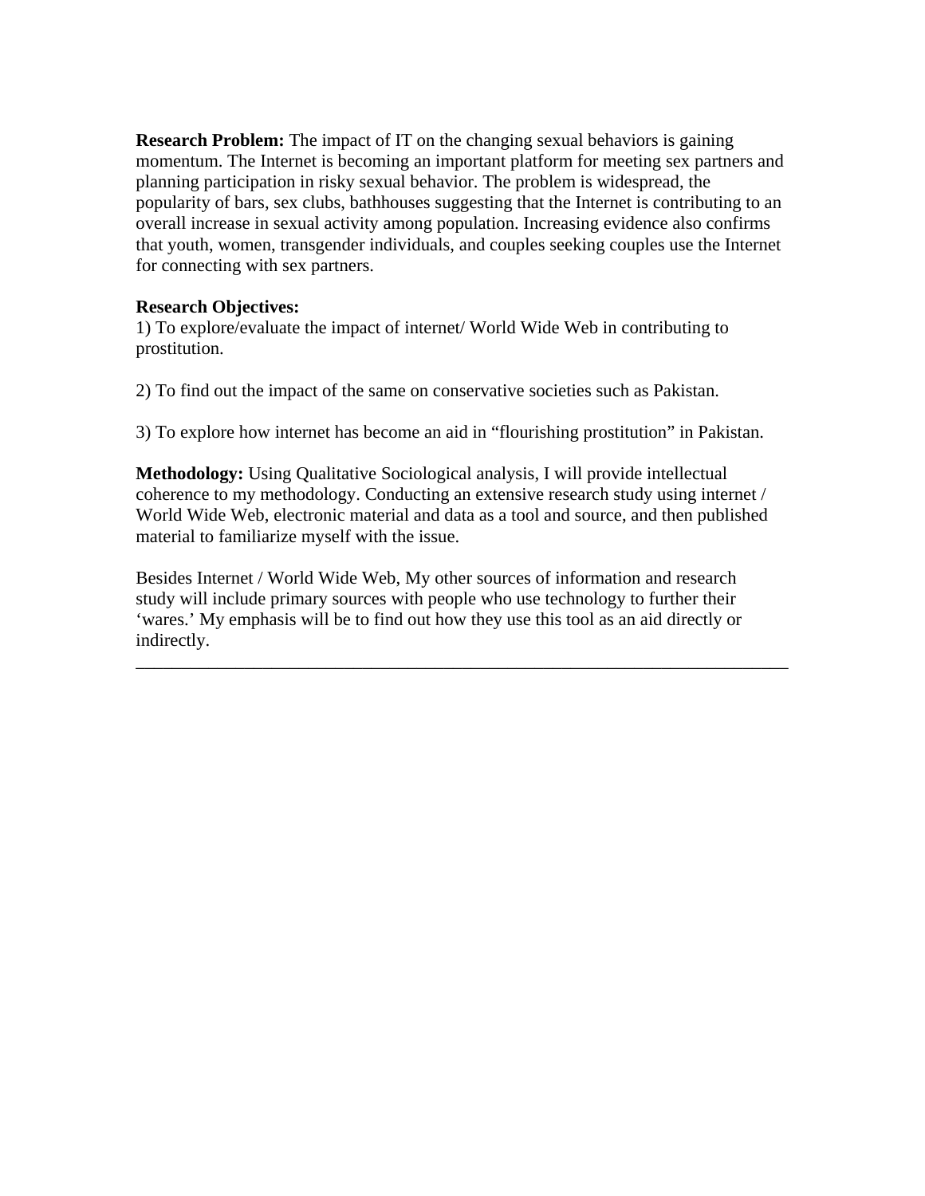**Research Problem:** The impact of IT on the changing sexual behaviors is gaining momentum. The Internet is becoming an important platform for meeting sex partners and planning participation in risky sexual behavior. The problem is widespread, the popularity of bars, sex clubs, bathhouses suggesting that the Internet is contributing to an overall increase in sexual activity among population. Increasing evidence also confirms that youth, women, transgender individuals, and couples seeking couples use the Internet for connecting with sex partners.

**Research Objectives:**
1) To explore/evaluate the impact of internet/ World Wide Web in contributing to prostitution.

2) To find out the impact of the same on conservative societies such as Pakistan.

3) To explore how internet has become an aid in "flourishing prostitution" in Pakistan.

**Methodology:** Using Qualitative Sociological analysis, I will provide intellectual coherence to my methodology. Conducting an extensive research study using internet / World Wide Web, electronic material and data as a tool and source, and then published material to familiarize myself with the issue.

Besides Internet / World Wide Web, My other sources of information and research study will include primary sources with people who use technology to further their 'wares.' My emphasis will be to find out how they use this tool as an aid directly or indirectly.

---